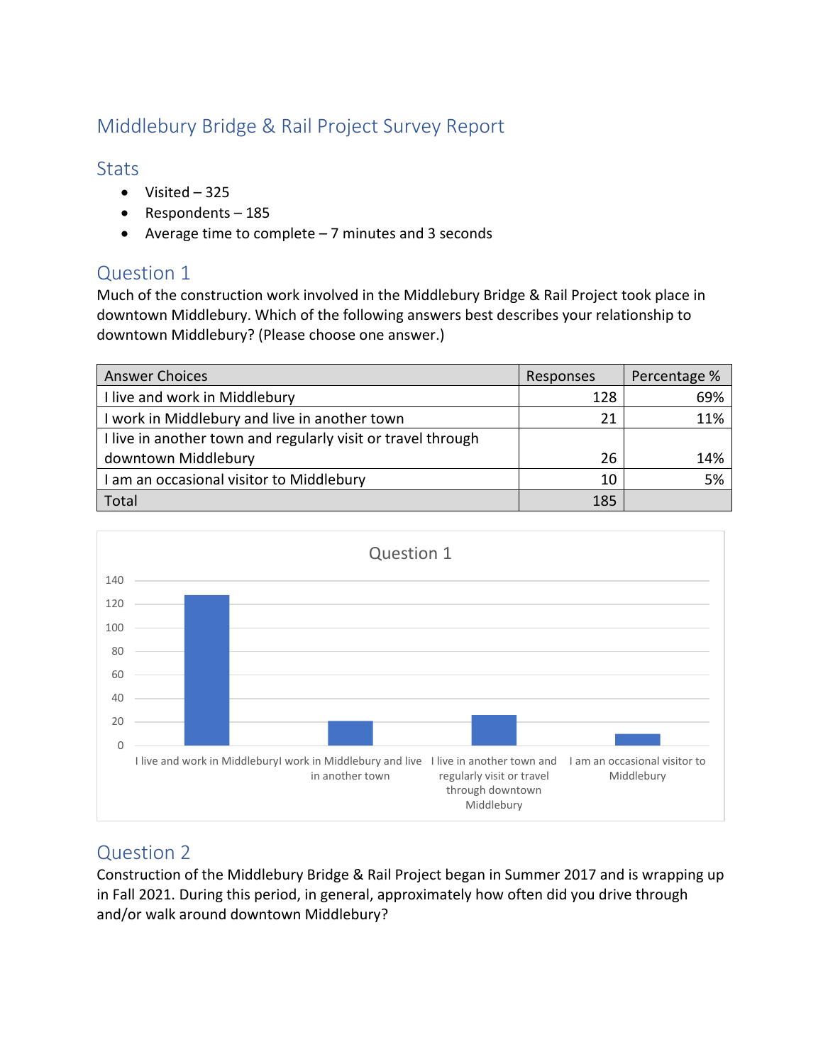# Middlebury Bridge & Rail Project Survey Report

## Stats

- Visited – 325
- Respondents – 185
- Average time to complete – 7 minutes and 3 seconds

## Question 1

Much of the construction work involved in the Middlebury Bridge & Rail Project took place in downtown Middlebury. Which of the following answers best describes your relationship to downtown Middlebury? (Please choose one answer.)

| Answer Choices | Responses | Percentage % |
|---|---|---|
| I live and work in Middlebury | 128 | 69% |
| I work in Middlebury and live in another town | 21 | 11% |
| I live in another town and regularly visit or travel through downtown Middlebury | 26 | 14% |
| I am an occasional visitor to Middlebury | 10 | 5% |
| Total | 185 | |

## Question 2

Construction of the Middlebury Bridge & Rail Project began in Summer 2017 and is wrapping up in Fall 2021. During this period, in general, approximately how often did you drive through and/or walk around downtown Middlebury?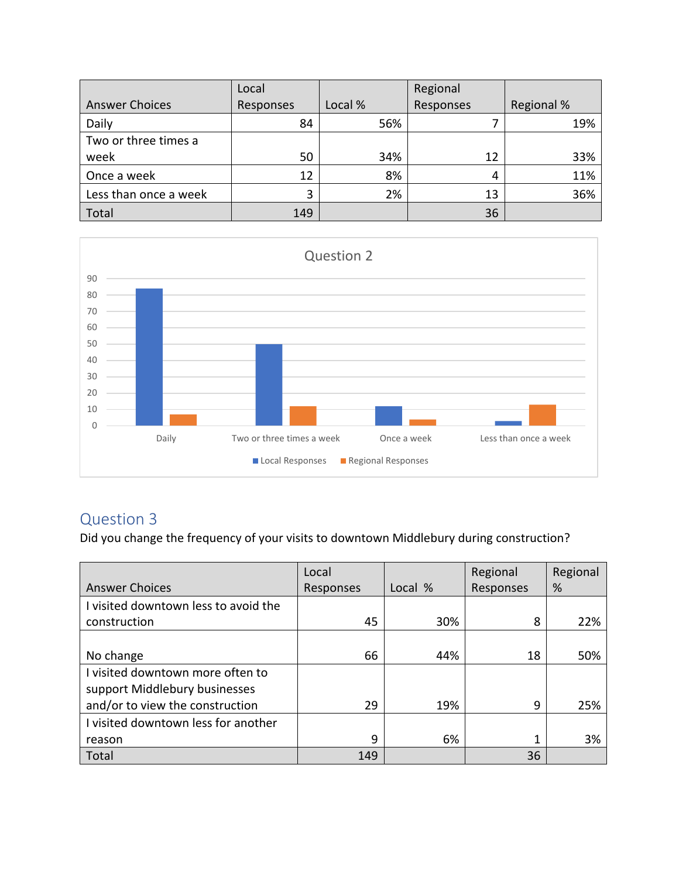| Answer Choices | Local Responses | Local % | Regional Responses | Regional % |
|---|---|---|---|---|
| Daily | 84 | 56% | 7 | 19% |
| Two or three times a week | 50 | 34% | 12 | 33% |
| Once a week | 12 | 8% | 4 | 11% |
| Less than once a week | 3 | 2% | 13 | 36% |
| Total | 149 | | 36 | |

Question 2

| | Local Responses | Regional Responses |
|---|---|---|
| Daily | 84 | 7 |
| Two or three times a week | 50 | 12 |
| Once a week | 12 | 4 |
| Less than once a week | 3 | 13 |

## Question 3

Did you change the frequency of your visits to downtown Middlebury during construction?

| Answer Choices | Local Responses | Local % | Regional Responses | Regional % |
|---|---|---|---|---|
| I visited downtown less to avoid the construction | 45 | 30% | 8 | 22% |
| No change | 66 | 44% | 18 | 50% |
| I visited downtown more often to support Middlebury businesses and/or to view the construction | 29 | 19% | 9 | 25% |
| I visited downtown less for another reason | 9 | 6% | 1 | 3% |
| Total | 149 | | 36 | |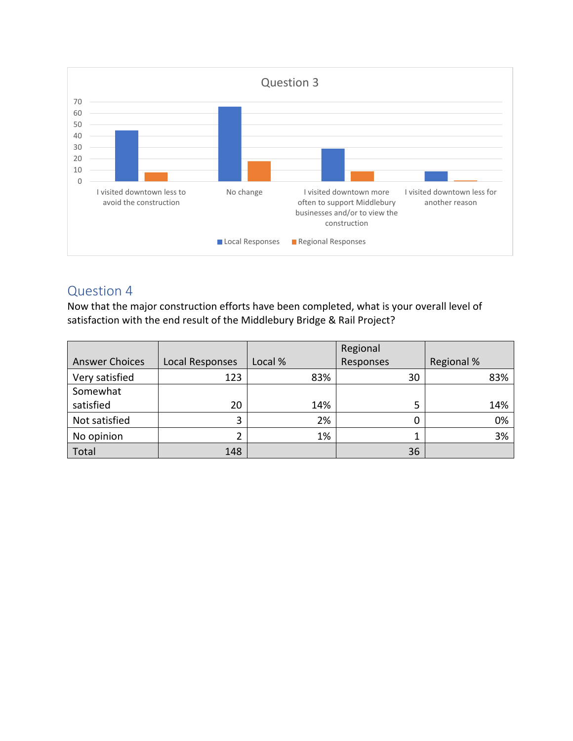Question 3

| | Local Responses | Regional Responses |
|---|---|---|
| I visited downtown less to avoid the construction | 45 | 8 |
| No change | 66 | 18 |
| I visited downtown more often to support Middlebury businesses and/or to view the construction | 29 | 9 |
| I visited downtown less for another reason | 9 | 1 |

## Question 4

Now that the major construction efforts have been completed, what is your overall level of satisfaction with the end result of the Middlebury Bridge & Rail Project?

| Answer Choices | Local Responses | Local % | Regional Responses | Regional % |
|---|---|---|---|---|
| Very satisfied | 123 | 83% | 30 | 83% |
| Somewhat satisfied | 20 | 14% | 5 | 14% |
| Not satisfied | 3 | 2% | 0 | 0% |
| No opinion | 2 | 1% | 1 | 3% |
| Total | 148 | | 36 | |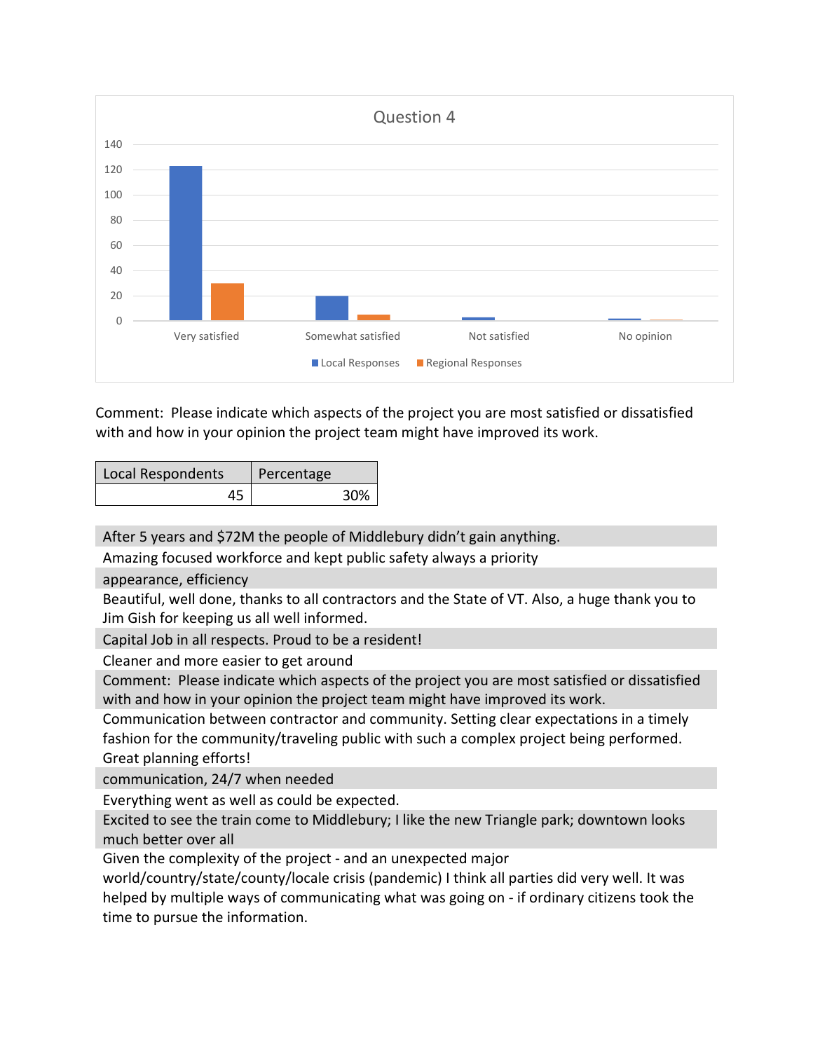## Question 4

Comment: Please indicate which aspects of the project you are most satisfied or dissatisfied with and how in your opinion the project team might have improved its work.

| Local Respondents | Percentage |
|---|---|
| 45 | 30% |

After 5 years and $72M the people of Middlebury didn't gain anything.

Amazing focused workforce and kept public safety always a priority

appearance, efficiency

Beautiful, well done, thanks to all contractors and the State of VT. Also, a huge thank you to Jim Gish for keeping us all well informed.

Capital Job in all respects. Proud to be a resident!

Cleaner and more easier to get around

Comment: Please indicate which aspects of the project you are most satisfied or dissatisfied with and how in your opinion the project team might have improved its work.

Communication between contractor and community. Setting clear expectations in a timely fashion for the community/traveling public with such a complex project being performed. Great planning efforts!

communication, 24/7 when needed

Everything went as well as could be expected.

Excited to see the train come to Middlebury; I like the new Triangle park; downtown looks much better over all

Given the complexity of the project - and an unexpected major world/country/state/county/locale crisis (pandemic) I think all parties did very well. It was helped by multiple ways of communicating what was going on - if ordinary citizens took the time to pursue the information.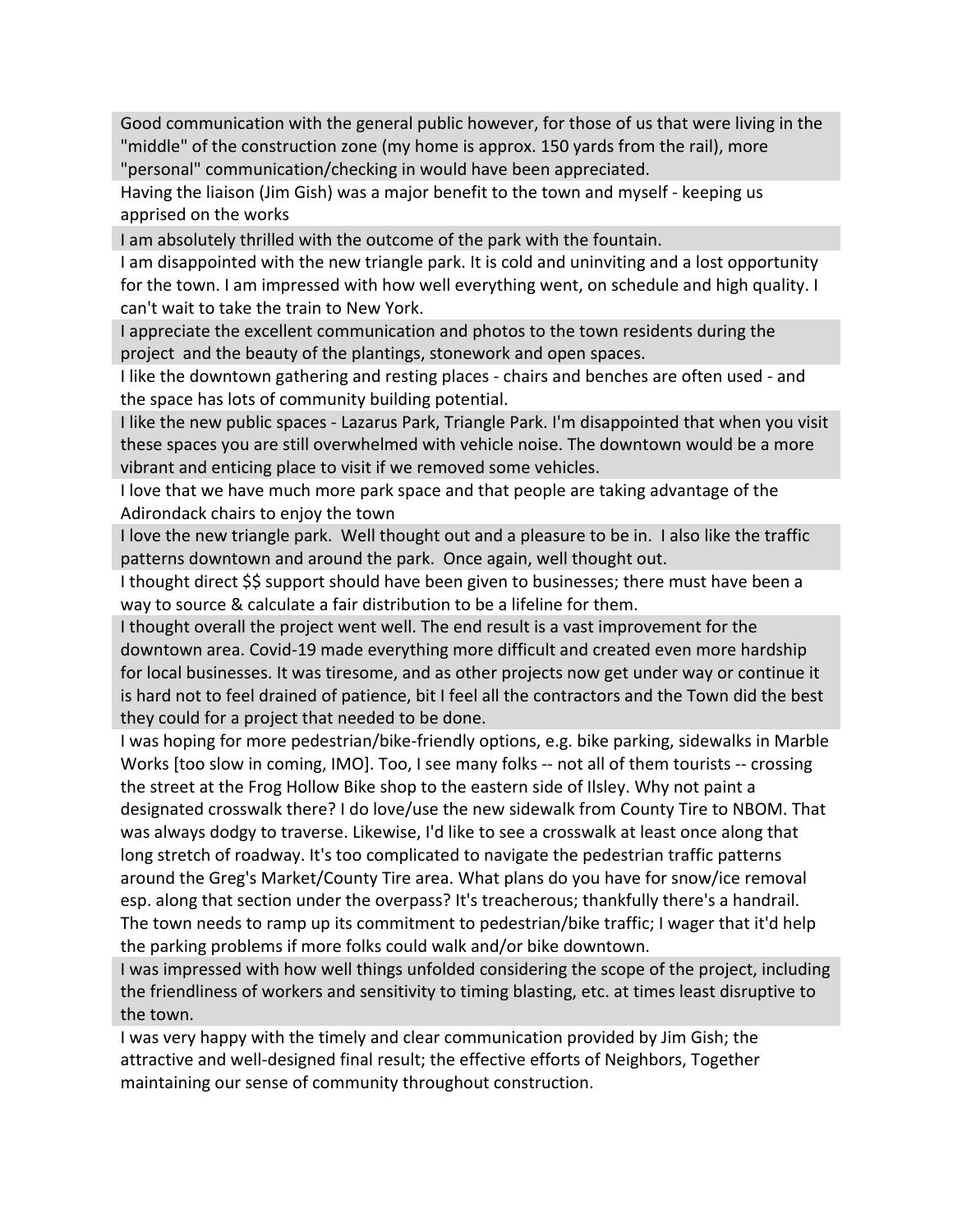Good communication with the general public however, for those of us that were living in the "middle" of the construction zone (my home is approx. 150 yards from the rail), more "personal" communication/checking in would have been appreciated.

Having the liaison (Jim Gish) was a major benefit to the town and myself - keeping us apprised on the works

I am absolutely thrilled with the outcome of the park with the fountain.

I am disappointed with the new triangle park. It is cold and uninviting and a lost opportunity for the town. I am impressed with how well everything went, on schedule and high quality. I can't wait to take the train to New York.

I appreciate the excellent communication and photos to the town residents during the project  and the beauty of the plantings, stonework and open spaces.

I like the downtown gathering and resting places - chairs and benches are often used - and the space has lots of community building potential.

I like the new public spaces - Lazarus Park, Triangle Park. I'm disappointed that when you visit these spaces you are still overwhelmed with vehicle noise. The downtown would be a more vibrant and enticing place to visit if we removed some vehicles.

I love that we have much more park space and that people are taking advantage of the Adirondack chairs to enjoy the town

I love the new triangle park.  Well thought out and a pleasure to be in.  I also like the traffic patterns downtown and around the park.  Once again, well thought out.

I thought direct $$ support should have been given to businesses; there must have been a way to source & calculate a fair distribution to be a lifeline for them.

I thought overall the project went well. The end result is a vast improvement for the downtown area. Covid-19 made everything more difficult and created even more hardship for local businesses. It was tiresome, and as other projects now get under way or continue it is hard not to feel drained of patience, bit I feel all the contractors and the Town did the best they could for a project that needed to be done.

I was hoping for more pedestrian/bike-friendly options, e.g. bike parking, sidewalks in Marble Works [too slow in coming, IMO]. Too, I see many folks -- not all of them tourists -- crossing the street at the Frog Hollow Bike shop to the eastern side of Ilsley. Why not paint a designated crosswalk there? I do love/use the new sidewalk from County Tire to NBOM. That was always dodgy to traverse. Likewise, I'd like to see a crosswalk at least once along that long stretch of roadway. It's too complicated to navigate the pedestrian traffic patterns around the Greg's Market/County Tire area. What plans do you have for snow/ice removal esp. along that section under the overpass? It's treacherous; thankfully there's a handrail. The town needs to ramp up its commitment to pedestrian/bike traffic; I wager that it'd help the parking problems if more folks could walk and/or bike downtown.

I was impressed with how well things unfolded considering the scope of the project, including the friendliness of workers and sensitivity to timing blasting, etc. at times least disruptive to the town.

I was very happy with the timely and clear communication provided by Jim Gish; the attractive and well-designed final result; the effective efforts of Neighbors, Together maintaining our sense of community throughout construction.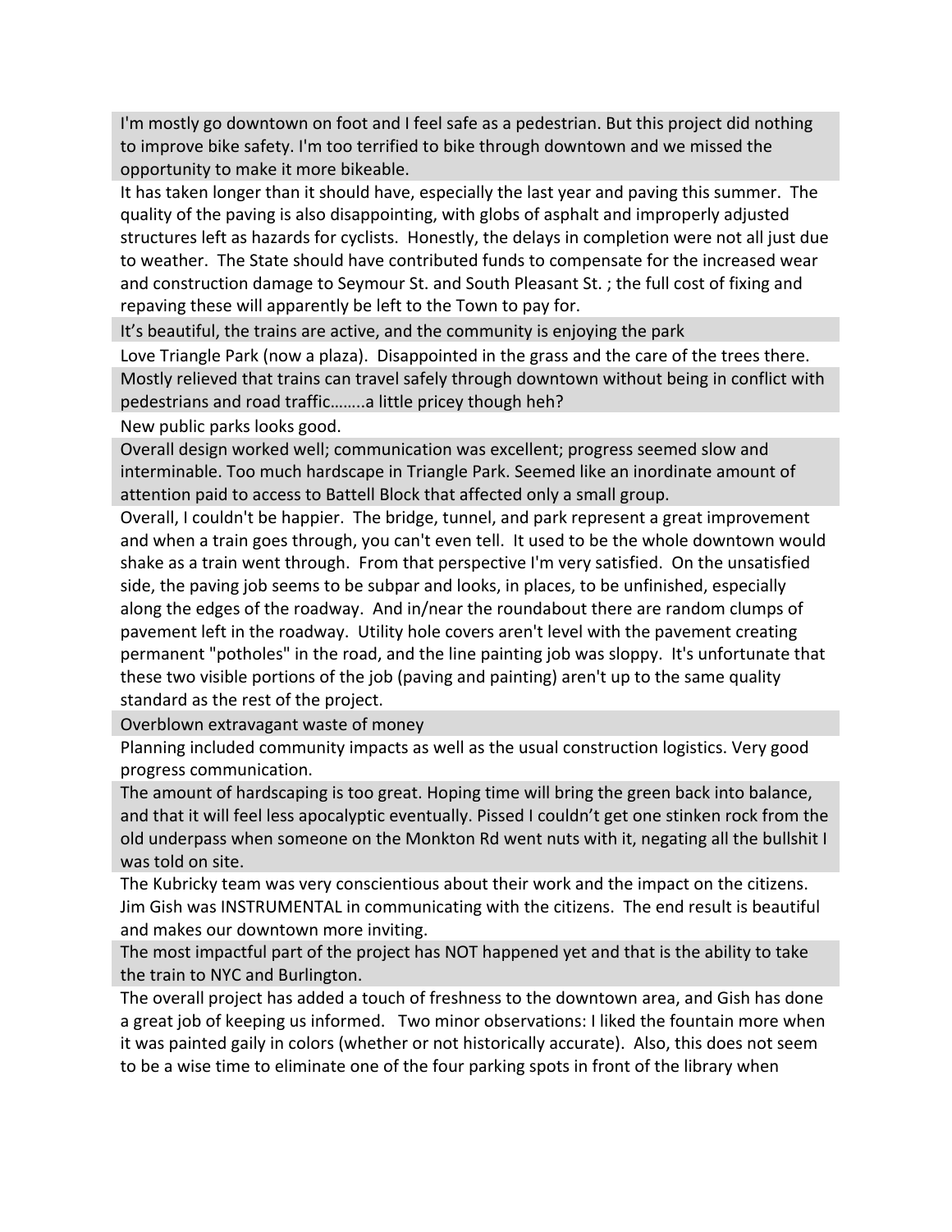I'm mostly go downtown on foot and I feel safe as a pedestrian. But this project did nothing to improve bike safety. I'm too terrified to bike through downtown and we missed the opportunity to make it more bikeable.

It has taken longer than it should have, especially the last year and paving this summer. The quality of the paving is also disappointing, with globs of asphalt and improperly adjusted structures left as hazards for cyclists. Honestly, the delays in completion were not all just due to weather. The State should have contributed funds to compensate for the increased wear and construction damage to Seymour St. and South Pleasant St. ; the full cost of fixing and repaving these will apparently be left to the Town to pay for.

It's beautiful, the trains are active, and the community is enjoying the park

Love Triangle Park (now a plaza). Disappointed in the grass and the care of the trees there.

Mostly relieved that trains can travel safely through downtown without being in conflict with pedestrians and road traffic……..a little pricey though heh?

New public parks looks good.

Overall design worked well; communication was excellent; progress seemed slow and interminable. Too much hardscape in Triangle Park. Seemed like an inordinate amount of attention paid to access to Battell Block that affected only a small group.

Overall, I couldn't be happier. The bridge, tunnel, and park represent a great improvement and when a train goes through, you can't even tell. It used to be the whole downtown would shake as a train went through. From that perspective I'm very satisfied. On the unsatisfied side, the paving job seems to be subpar and looks, in places, to be unfinished, especially along the edges of the roadway. And in/near the roundabout there are random clumps of pavement left in the roadway. Utility hole covers aren't level with the pavement creating permanent "potholes" in the road, and the line painting job was sloppy. It's unfortunate that these two visible portions of the job (paving and painting) aren't up to the same quality standard as the rest of the project.

Overblown extravagant waste of money

Planning included community impacts as well as the usual construction logistics. Very good progress communication.

The amount of hardscaping is too great. Hoping time will bring the green back into balance, and that it will feel less apocalyptic eventually. Pissed I couldn't get one stinken rock from the old underpass when someone on the Monkton Rd went nuts with it, negating all the bullshit I was told on site.

The Kubricky team was very conscientious about their work and the impact on the citizens. Jim Gish was INSTRUMENTAL in communicating with the citizens. The end result is beautiful and makes our downtown more inviting.

The most impactful part of the project has NOT happened yet and that is the ability to take the train to NYC and Burlington.

The overall project has added a touch of freshness to the downtown area, and Gish has done a great job of keeping us informed. Two minor observations: I liked the fountain more when it was painted gaily in colors (whether or not historically accurate). Also, this does not seem to be a wise time to eliminate one of the four parking spots in front of the library when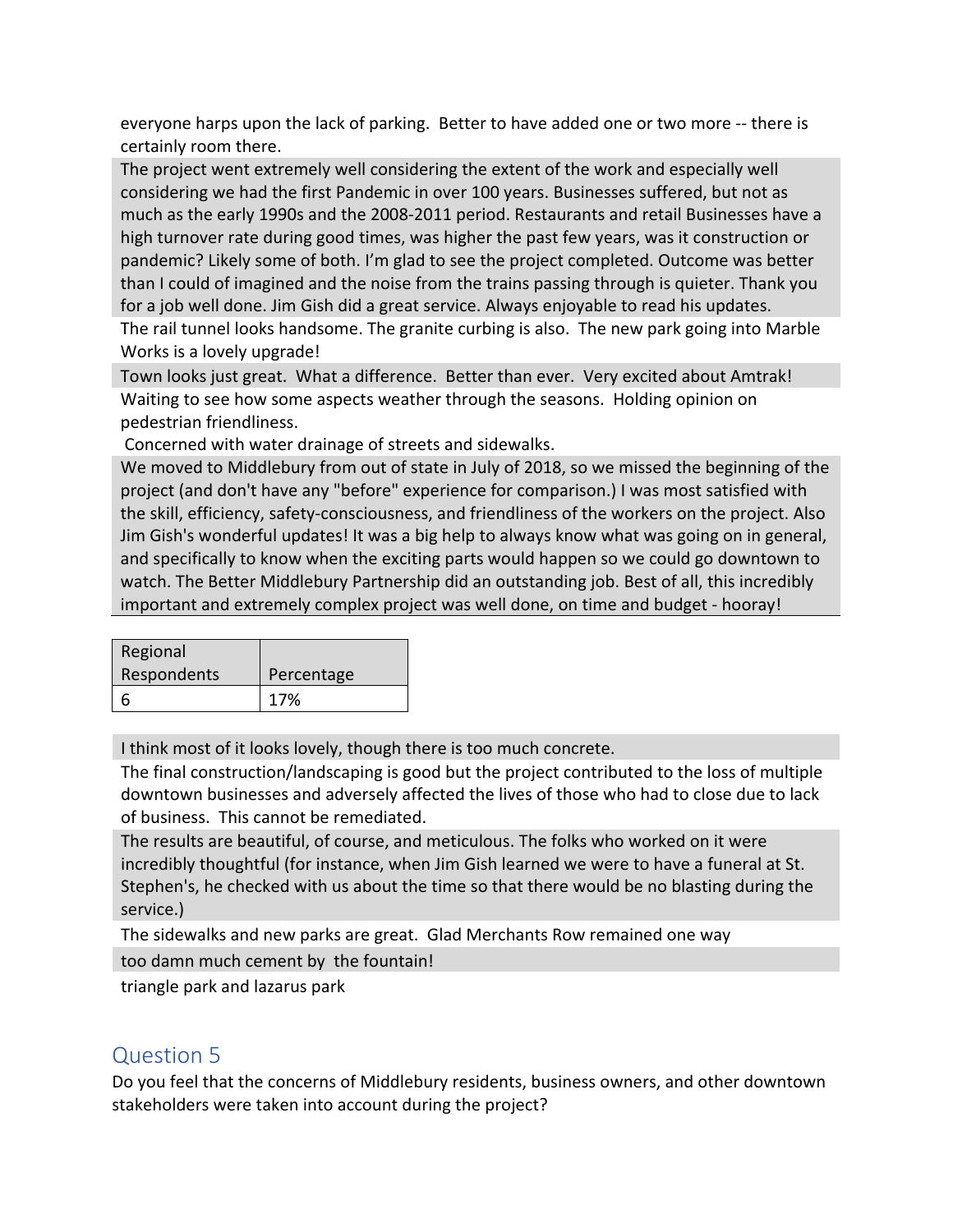everyone harps upon the lack of parking.  Better to have added one or two more -- there is certainly room there.

The project went extremely well considering the extent of the work and especially well considering we had the first Pandemic in over 100 years. Businesses suffered, but not as much as the early 1990s and the 2008-2011 period. Restaurants and retail Businesses have a high turnover rate during good times, was higher the past few years, was it construction or pandemic? Likely some of both. I'm glad to see the project completed. Outcome was better than I could of imagined and the noise from the trains passing through is quieter. Thank you for a job well done. Jim Gish did a great service. Always enjoyable to read his updates.

The rail tunnel looks handsome. The granite curbing is also.  The new park going into Marble Works is a lovely upgrade!

Town looks just great.  What a difference.  Better than ever.  Very excited about Amtrak!

Waiting to see how some aspects weather through the seasons.  Holding opinion on pedestrian friendliness.

Concerned with water drainage of streets and sidewalks.

We moved to Middlebury from out of state in July of 2018, so we missed the beginning of the project (and don't have any "before" experience for comparison.) I was most satisfied with the skill, efficiency, safety-consciousness, and friendliness of the workers on the project. Also Jim Gish's wonderful updates! It was a big help to always know what was going on in general, and specifically to know when the exciting parts would happen so we could go downtown to watch. The Better Middlebury Partnership did an outstanding job. Best of all, this incredibly important and extremely complex project was well done, on time and budget - hooray!

| Regional Respondents | Percentage |
|---|---|
| 6 | 17% |

I think most of it looks lovely, though there is too much concrete.

The final construction/landscaping is good but the project contributed to the loss of multiple downtown businesses and adversely affected the lives of those who had to close due to lack of business.  This cannot be remediated.

The results are beautiful, of course, and meticulous. The folks who worked on it were incredibly thoughtful (for instance, when Jim Gish learned we were to have a funeral at St. Stephen's, he checked with us about the time so that there would be no blasting during the service.)

The sidewalks and new parks are great.  Glad Merchants Row remained one way

too damn much cement by  the fountain!

triangle park and lazarus park

## Question 5

Do you feel that the concerns of Middlebury residents, business owners, and other downtown stakeholders were taken into account during the project?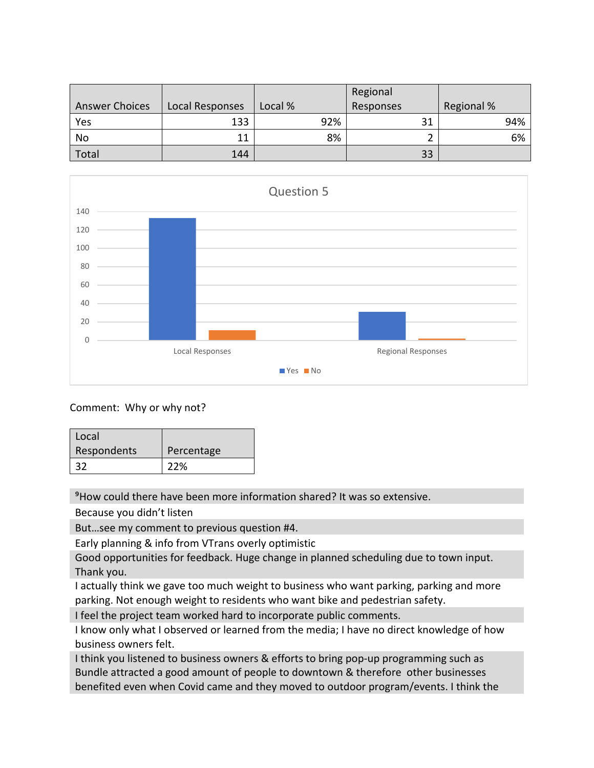| Answer Choices | Local Responses | Local % | Regional Responses | Regional % |
| --- | --- | --- | --- | --- |
| Yes | 133 | 92% | 31 | 94% |
| No | 11 | 8% | 2 | 6% |
| Total | 144 | | 33 | |

Question 5

Comment: Why or why not?

| Local Respondents | Percentage |
| --- | --- |
| 32 | 22% |

[9]How could there have been more information shared? It was so extensive.

Because you didn't listen

But…see my comment to previous question #4.

Early planning & info from VTrans overly optimistic

Good opportunities for feedback. Huge change in planned scheduling due to town input. Thank you.

I actually think we gave too much weight to business who want parking, parking and more parking. Not enough weight to residents who want bike and pedestrian safety.

I feel the project team worked hard to incorporate public comments.

I know only what I observed or learned from the media; I have no direct knowledge of how business owners felt.

I think you listened to business owners & efforts to bring pop-up programming such as Bundle attracted a good amount of people to downtown & therefore other businesses benefited even when Covid came and they moved to outdoor program/events. I think the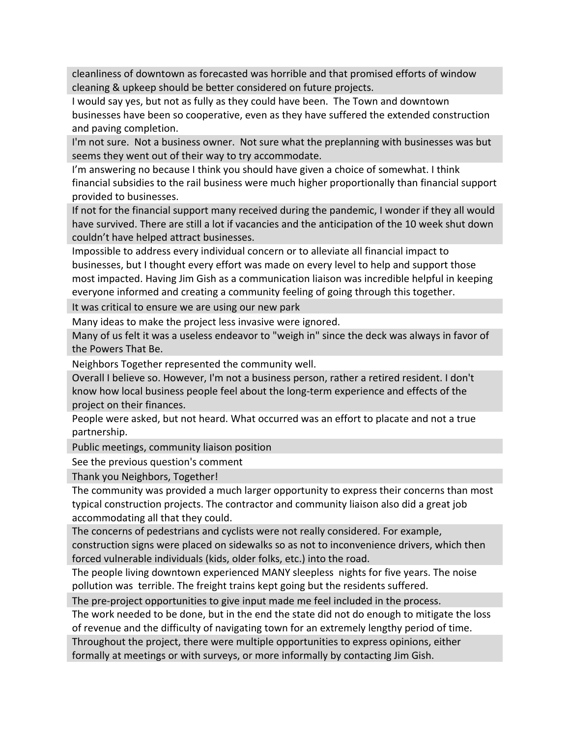cleanliness of downtown as forecasted was horrible and that promised efforts of window cleaning & upkeep should be better considered on future projects.

I would say yes, but not as fully as they could have been. The Town and downtown businesses have been so cooperative, even as they have suffered the extended construction and paving completion.

I'm not sure. Not a business owner. Not sure what the preplanning with businesses was but seems they went out of their way to try accommodate.

I'm answering no because I think you should have given a choice of somewhat. I think financial subsidies to the rail business were much higher proportionally than financial support provided to businesses.

If not for the financial support many received during the pandemic, I wonder if they all would have survived. There are still a lot if vacancies and the anticipation of the 10 week shut down couldn't have helped attract businesses.

Impossible to address every individual concern or to alleviate all financial impact to businesses, but I thought every effort was made on every level to help and support those most impacted. Having Jim Gish as a communication liaison was incredible helpful in keeping everyone informed and creating a community feeling of going through this together.

It was critical to ensure we are using our new park

Many ideas to make the project less invasive were ignored.

Many of us felt it was a useless endeavor to "weigh in" since the deck was always in favor of the Powers That Be.

Neighbors Together represented the community well.

Overall I believe so. However, I'm not a business person, rather a retired resident. I don't know how local business people feel about the long-term experience and effects of the project on their finances.

People were asked, but not heard. What occurred was an effort to placate and not a true partnership.

Public meetings, community liaison position

See the previous question's comment

Thank you Neighbors, Together!

The community was provided a much larger opportunity to express their concerns than most typical construction projects. The contractor and community liaison also did a great job accommodating all that they could.

The concerns of pedestrians and cyclists were not really considered. For example, construction signs were placed on sidewalks so as not to inconvenience drivers, which then forced vulnerable individuals (kids, older folks, etc.) into the road.

The people living downtown experienced MANY sleepless nights for five years. The noise pollution was terrible. The freight trains kept going but the residents suffered.

The pre-project opportunities to give input made me feel included in the process.

The work needed to be done, but in the end the state did not do enough to mitigate the loss of revenue and the difficulty of navigating town for an extremely lengthy period of time.

Throughout the project, there were multiple opportunities to express opinions, either formally at meetings or with surveys, or more informally by contacting Jim Gish.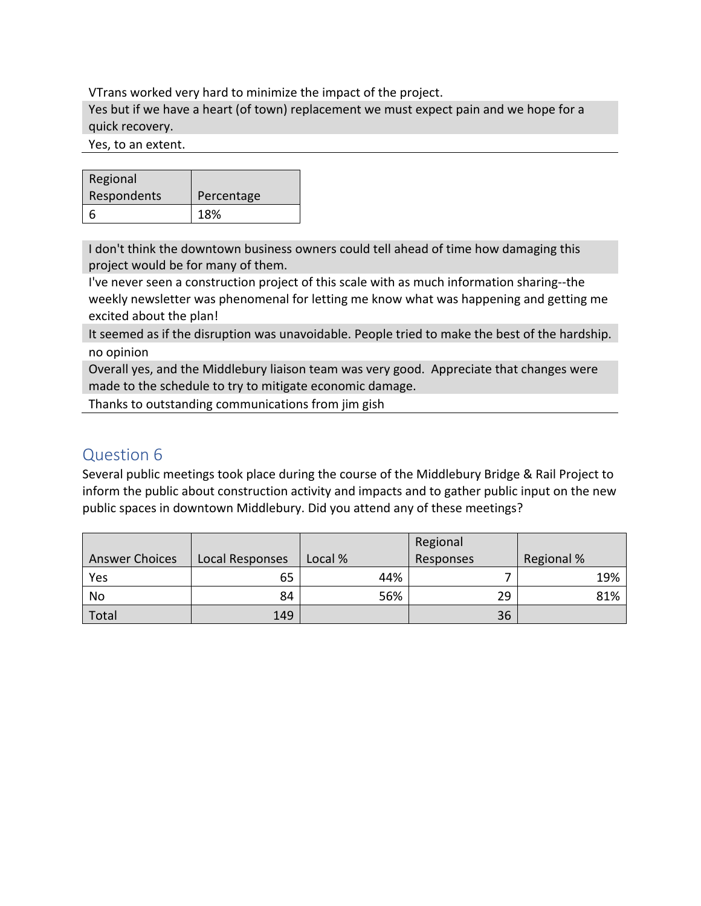| |
| --- |
| VTrans worked very hard to minimize the impact of the project. |
| Yes but if we have a heart (of town) replacement we must expect pain and we hope for a quick recovery. |
| Yes, to an extent. |

| Regional Respondents | Percentage |
| --- | --- |
| 6 | 18% |

| |
| --- |
| I don't think the downtown business owners could tell ahead of time how damaging this project would be for many of them. |
| I've never seen a construction project of this scale with as much information sharing--the weekly newsletter was phenomenal for letting me know what was happening and getting me excited about the plan! |
| It seemed as if the disruption was unavoidable. People tried to make the best of the hardship. |
| no opinion |
| Overall yes, and the Middlebury liaison team was very good. Appreciate that changes were made to the schedule to try to mitigate economic damage. |
| Thanks to outstanding communications from jim gish |

## Question 6

Several public meetings took place during the course of the Middlebury Bridge & Rail Project to inform the public about construction activity and impacts and to gather public input on the new public spaces in downtown Middlebury. Did you attend any of these meetings?

| Answer Choices | Local Responses | Local % | Regional Responses | Regional % |
| --- | --- | --- | --- | --- |
| Yes | 65 | 44% | 7 | 19% |
| No | 84 | 56% | 29 | 81% |
| Total | 149 | | 36 | |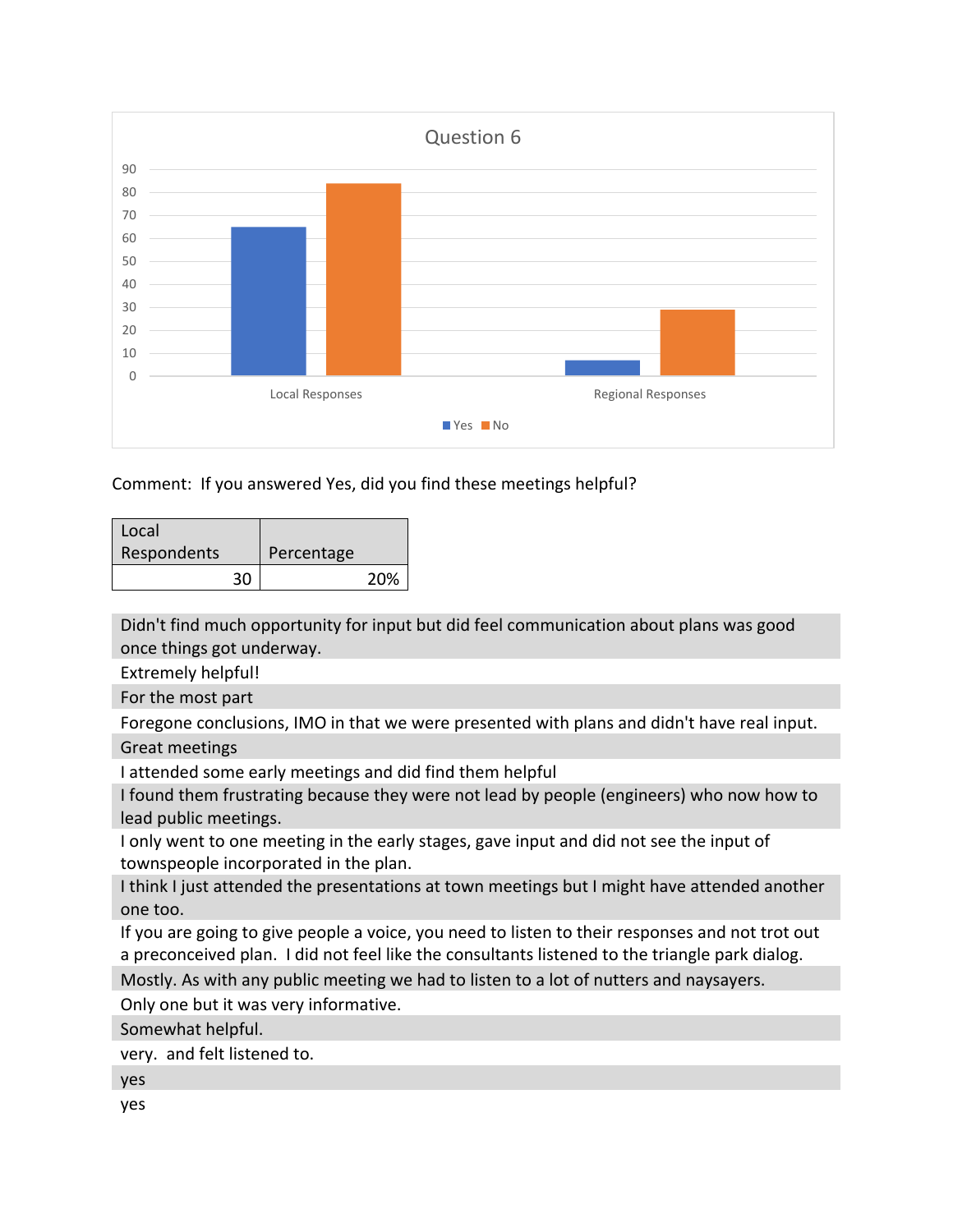Question 6

| | Yes | No |
|---|---|---|
| Local Responses | 65 | 84 |
| Regional Responses | 7 | 29 |

Comment: If you answered Yes, did you find these meetings helpful?

| Local Respondents | Percentage |
|---|---|
| 30 | 20% |

| |
|---|
| Didn't find much opportunity for input but did feel communication about plans was good once things got underway. |
| Extremely helpful! |
| For the most part |
| Foregone conclusions, IMO in that we were presented with plans and didn't have real input. |
| Great meetings |
| I attended some early meetings and did find them helpful |
| I found them frustrating because they were not lead by people (engineers) who now how to lead public meetings. |
| I only went to one meeting in the early stages, gave input and did not see the input of townspeople incorporated in the plan. |
| I think I just attended the presentations at town meetings but I might have attended another one too. |
| If you are going to give people a voice, you need to listen to their responses and not trot out a preconceived plan. I did not feel like the consultants listened to the triangle park dialog. |
| Mostly. As with any public meeting we had to listen to a lot of nutters and naysayers. |
| Only one but it was very informative. |
| Somewhat helpful. |
| very. and felt listened to. |
| yes |
| yes |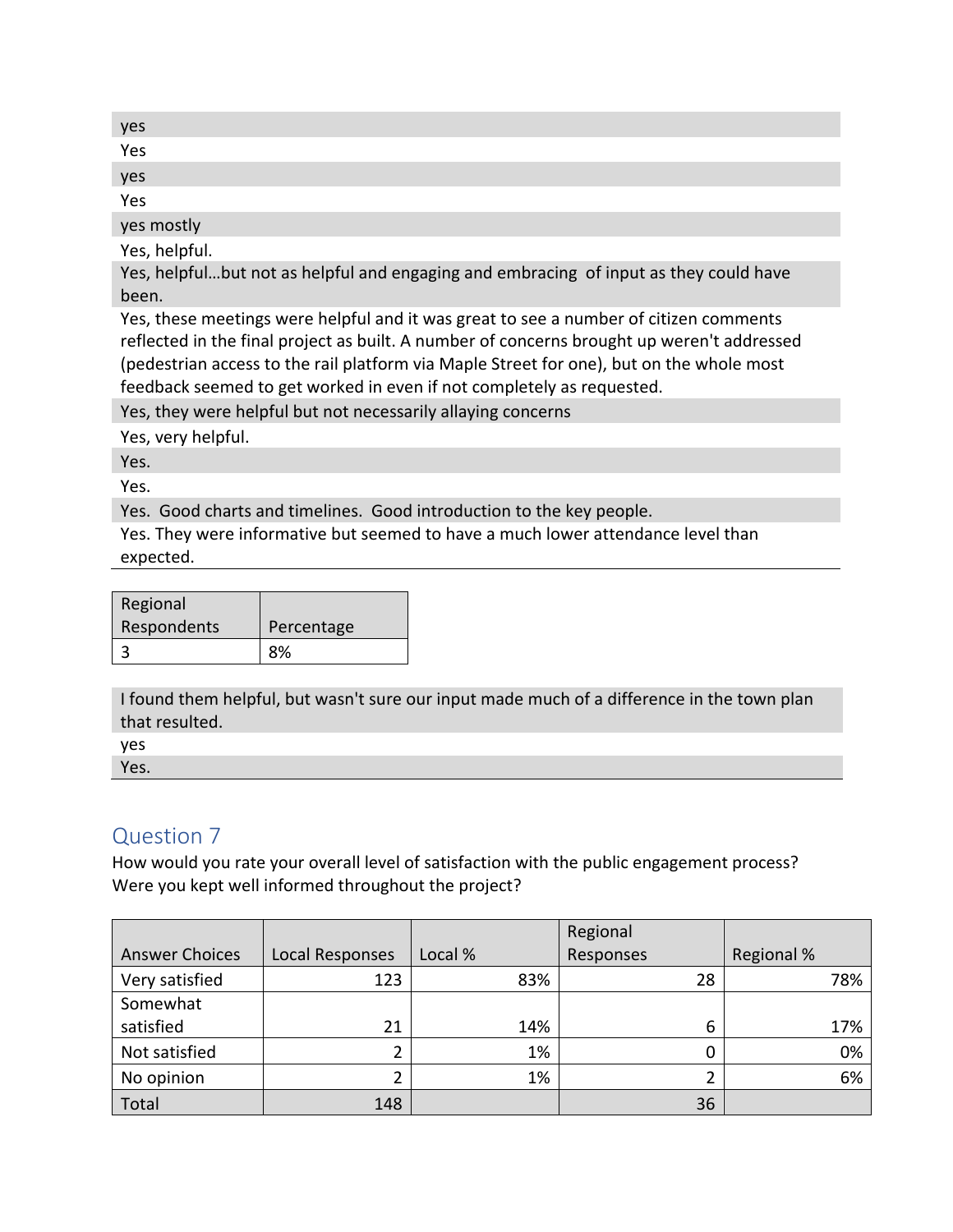| |
|---|
| yes |
| Yes |
| yes |
| Yes |
| yes mostly |
| Yes, helpful. |
| Yes, helpful…but not as helpful and engaging and embracing of input as they could have been. |
| Yes, these meetings were helpful and it was great to see a number of citizen comments reflected in the final project as built. A number of concerns brought up weren't addressed (pedestrian access to the rail platform via Maple Street for one), but on the whole most feedback seemed to get worked in even if not completely as requested. |
| Yes, they were helpful but not necessarily allaying concerns |
| Yes, very helpful. |
| Yes. |
| Yes. |
| Yes. Good charts and timelines. Good introduction to the key people. |
| Yes. They were informative but seemed to have a much lower attendance level than expected. |

| Regional Respondents | Percentage |
|---|---|
| 3 | 8% |

| |
|---|
| I found them helpful, but wasn't sure our input made much of a difference in the town plan that resulted. |
| yes |
| Yes. |

## Question 7

How would you rate your overall level of satisfaction with the public engagement process? Were you kept well informed throughout the project?

| Answer Choices | Local Responses | Local % | Regional Responses | Regional % |
|---|---|---|---|---|
| Very satisfied | 123 | 83% | 28 | 78% |
| Somewhat satisfied | 21 | 14% | 6 | 17% |
| Not satisfied | 2 | 1% | 0 | 0% |
| No opinion | 2 | 1% | 2 | 6% |
| Total | 148 | | 36 | |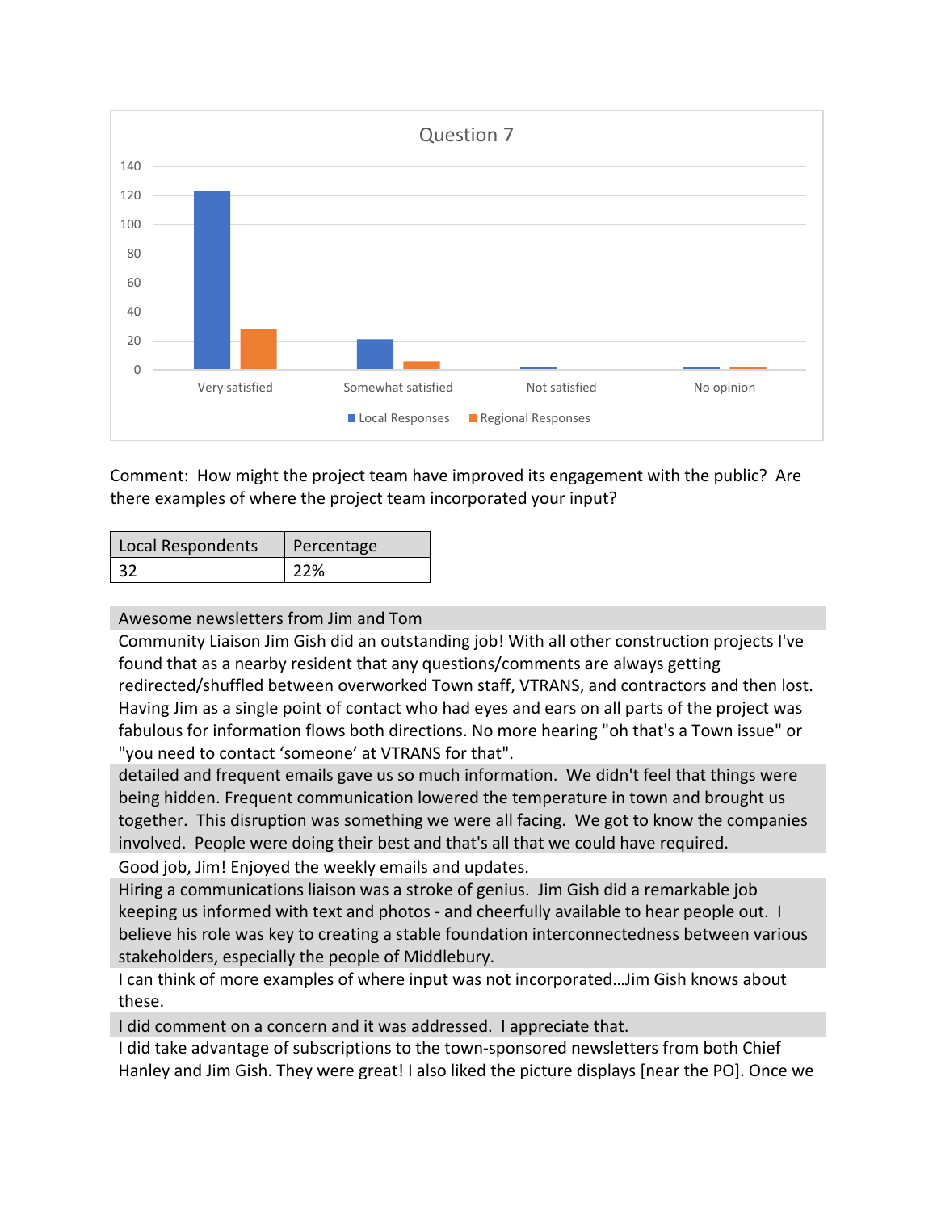Question 7

| | Local Responses | Regional Responses |
|---|---|---|
| Very satisfied | ~122 | ~28 |
| Somewhat satisfied | ~21 | ~6 |
| Not satisfied | ~1 | 0 |
| No opinion | ~1 | ~1 |

Comment: How might the project team have improved its engagement with the public? Are there examples of where the project team incorporated your input?

| Local Respondents | Percentage |
|---|---|
| 32 | 22% |

Awesome newsletters from Jim and Tom

Community Liaison Jim Gish did an outstanding job! With all other construction projects I've found that as a nearby resident that any questions/comments are always getting redirected/shuffled between overworked Town staff, VTRANS, and contractors and then lost. Having Jim as a single point of contact who had eyes and ears on all parts of the project was fabulous for information flows both directions. No more hearing "oh that's a Town issue" or "you need to contact 'someone' at VTRANS for that".

detailed and frequent emails gave us so much information. We didn't feel that things were being hidden. Frequent communication lowered the temperature in town and brought us together. This disruption was something we were all facing. We got to know the companies involved. People were doing their best and that's all that we could have required.

Good job, Jim! Enjoyed the weekly emails and updates.

Hiring a communications liaison was a stroke of genius. Jim Gish did a remarkable job keeping us informed with text and photos - and cheerfully available to hear people out. I believe his role was key to creating a stable foundation interconnectedness between various stakeholders, especially the people of Middlebury.

I can think of more examples of where input was not incorporated…Jim Gish knows about these.

I did comment on a concern and it was addressed. I appreciate that.

I did take advantage of subscriptions to the town-sponsored newsletters from both Chief Hanley and Jim Gish. They were great! I also liked the picture displays [near the PO]. Once we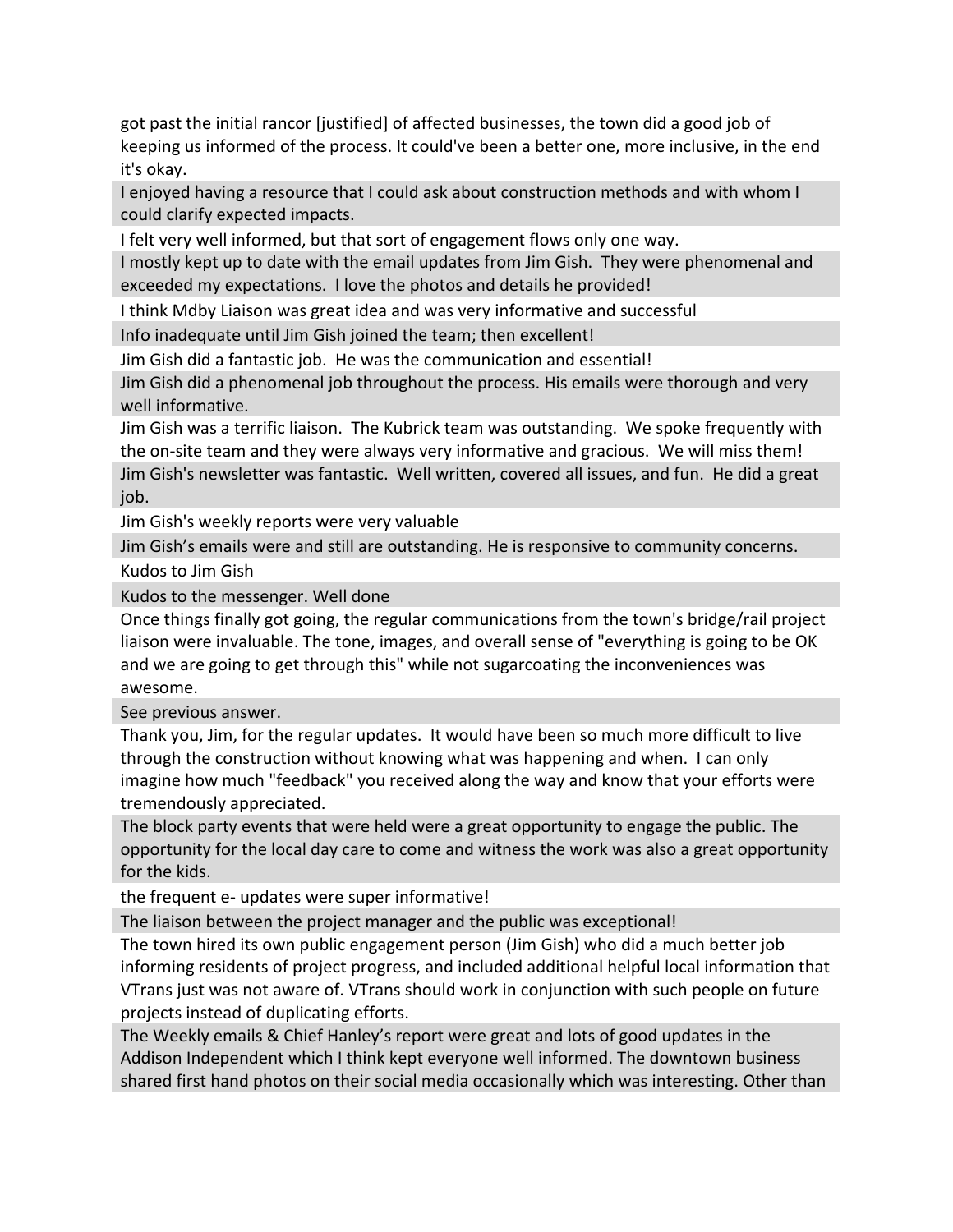got past the initial rancor [justified] of affected businesses, the town did a good job of keeping us informed of the process. It could've been a better one, more inclusive, in the end it's okay.

I enjoyed having a resource that I could ask about construction methods and with whom I could clarify expected impacts.

I felt very well informed, but that sort of engagement flows only one way.

I mostly kept up to date with the email updates from Jim Gish. They were phenomenal and exceeded my expectations. I love the photos and details he provided!

I think Mdby Liaison was great idea and was very informative and successful

Info inadequate until Jim Gish joined the team; then excellent!

Jim Gish did a fantastic job. He was the communication and essential!

Jim Gish did a phenomenal job throughout the process. His emails were thorough and very well informative.

Jim Gish was a terrific liaison. The Kubrick team was outstanding. We spoke frequently with the on-site team and they were always very informative and gracious. We will miss them!

Jim Gish's newsletter was fantastic. Well written, covered all issues, and fun. He did a great job.

Jim Gish's weekly reports were very valuable

Jim Gish's emails were and still are outstanding. He is responsive to community concerns.

Kudos to Jim Gish

Kudos to the messenger. Well done

Once things finally got going, the regular communications from the town's bridge/rail project liaison were invaluable. The tone, images, and overall sense of "everything is going to be OK and we are going to get through this" while not sugarcoating the inconveniences was awesome.

See previous answer.

Thank you, Jim, for the regular updates. It would have been so much more difficult to live through the construction without knowing what was happening and when. I can only imagine how much "feedback" you received along the way and know that your efforts were tremendously appreciated.

The block party events that were held were a great opportunity to engage the public. The opportunity for the local day care to come and witness the work was also a great opportunity for the kids.

the frequent e- updates were super informative!

The liaison between the project manager and the public was exceptional!

The town hired its own public engagement person (Jim Gish) who did a much better job informing residents of project progress, and included additional helpful local information that VTrans just was not aware of. VTrans should work in conjunction with such people on future projects instead of duplicating efforts.

The Weekly emails & Chief Hanley's report were great and lots of good updates in the Addison Independent which I think kept everyone well informed. The downtown business shared first hand photos on their social media occasionally which was interesting. Other than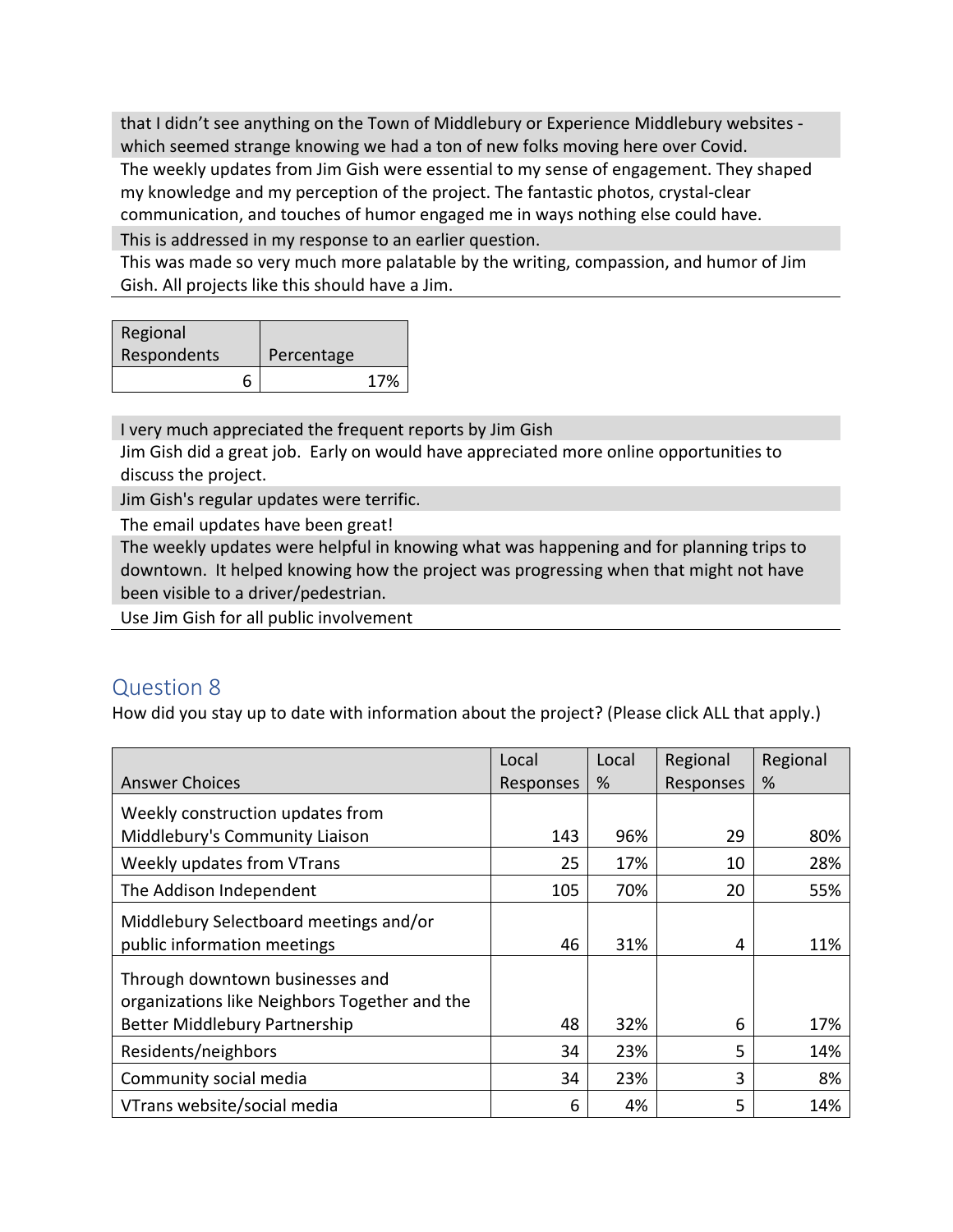| |
|---|
| that I didn't see anything on the Town of Middlebury or Experience Middlebury websites - which seemed strange knowing we had a ton of new folks moving here over Covid. |
| The weekly updates from Jim Gish were essential to my sense of engagement. They shaped my knowledge and my perception of the project. The fantastic photos, crystal-clear communication, and touches of humor engaged me in ways nothing else could have. |
| This is addressed in my response to an earlier question. |
| This was made so very much more palatable by the writing, compassion, and humor of Jim Gish. All projects like this should have a Jim. |

| Regional Respondents | Percentage |
|---|---|
| 6 | 17% |

| |
|---|
| I very much appreciated the frequent reports by Jim Gish |
| Jim Gish did a great job. Early on would have appreciated more online opportunities to discuss the project. |
| Jim Gish's regular updates were terrific. |
| The email updates have been great! |
| The weekly updates were helpful in knowing what was happening and for planning trips to downtown. It helped knowing how the project was progressing when that might not have been visible to a driver/pedestrian. |
| Use Jim Gish for all public involvement |

## Question 8

How did you stay up to date with information about the project? (Please click ALL that apply.)

| Answer Choices | Local Responses | Local % | Regional Responses | Regional % |
|---|---|---|---|---|
| Weekly construction updates from Middlebury's Community Liaison | 143 | 96% | 29 | 80% |
| Weekly updates from VTrans | 25 | 17% | 10 | 28% |
| The Addison Independent | 105 | 70% | 20 | 55% |
| Middlebury Selectboard meetings and/or public information meetings | 46 | 31% | 4 | 11% |
| Through downtown businesses and organizations like Neighbors Together and the Better Middlebury Partnership | 48 | 32% | 6 | 17% |
| Residents/neighbors | 34 | 23% | 5 | 14% |
| Community social media | 34 | 23% | 3 | 8% |
| VTrans website/social media | 6 | 4% | 5 | 14% |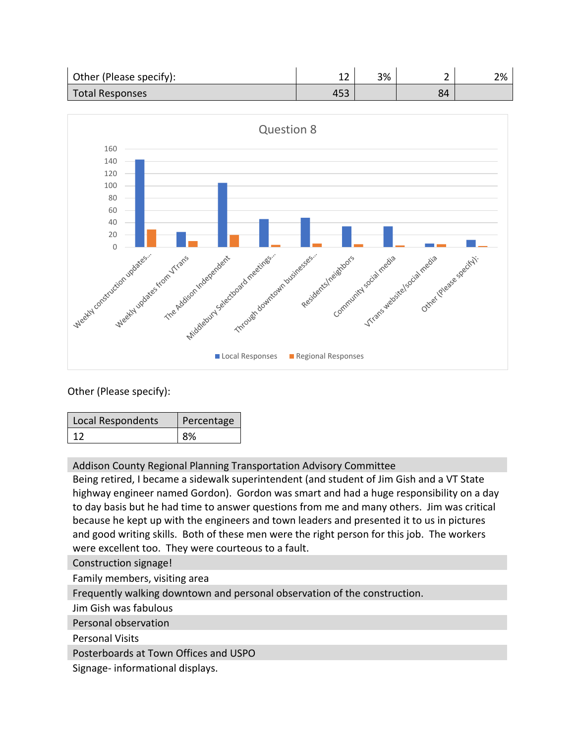| | | | | |
|---|---|---|---|---|
| Other (Please specify): | 12 | 3% | 2 | 2% |
| Total Responses | 453 | | 84 | |

Question 8

Other (Please specify):

| Local Respondents | Percentage |
|---|---|
| 12 | 8% |

| |
|---|
| Addison County Regional Planning Transportation Advisory Committee |
| Being retired, I became a sidewalk superintendent (and student of Jim Gish and a VT State highway engineer named Gordon). Gordon was smart and had a huge responsibility on a day to day basis but he had time to answer questions from me and many others. Jim was critical because he kept up with the engineers and town leaders and presented it to us in pictures and good writing skills. Both of these men were the right person for this job. The workers were excellent too. They were courteous to a fault. |
| Construction signage! |
| Family members, visiting area |
| Frequently walking downtown and personal observation of the construction. |
| Jim Gish was fabulous |
| Personal observation |
| Personal Visits |
| Posterboards at Town Offices and USPO |
| Signage- informational displays. |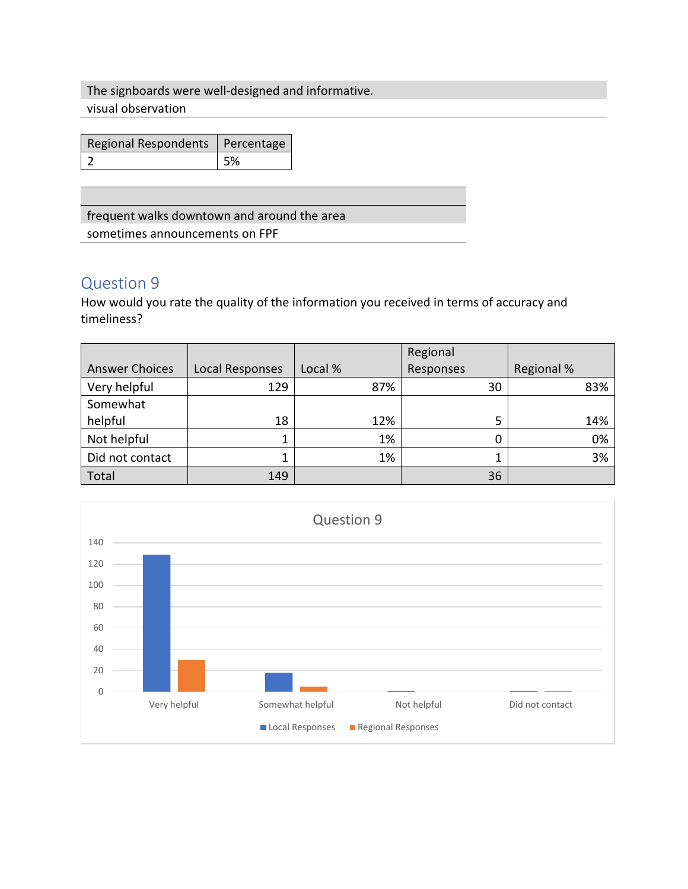| The signboards were well-designed and informative. |
|---|
| visual observation |

| Regional Respondents | Percentage |
|---|---|
| 2 | 5% |

| |
|---|
| frequent walks downtown and around the area |
| sometimes announcements on FPF |

## Question 9

How would you rate the quality of the information you received in terms of accuracy and timeliness?

| Answer Choices | Local Responses | Local % | Regional Responses | Regional % |
|---|---|---|---|---|
| Very helpful | 129 | 87% | 30 | 83% |
| Somewhat helpful | 18 | 12% | 5 | 14% |
| Not helpful | 1 | 1% | 0 | 0% |
| Did not contact | 1 | 1% | 1 | 3% |
| Total | 149 | | 36 | |

Question 9

| | Local Responses | Regional Responses |
|---|---|---|
| Very helpful | 129 | 30 |
| Somewhat helpful | 18 | 5 |
| Not helpful | 1 | 0 |
| Did not contact | 1 | 1 |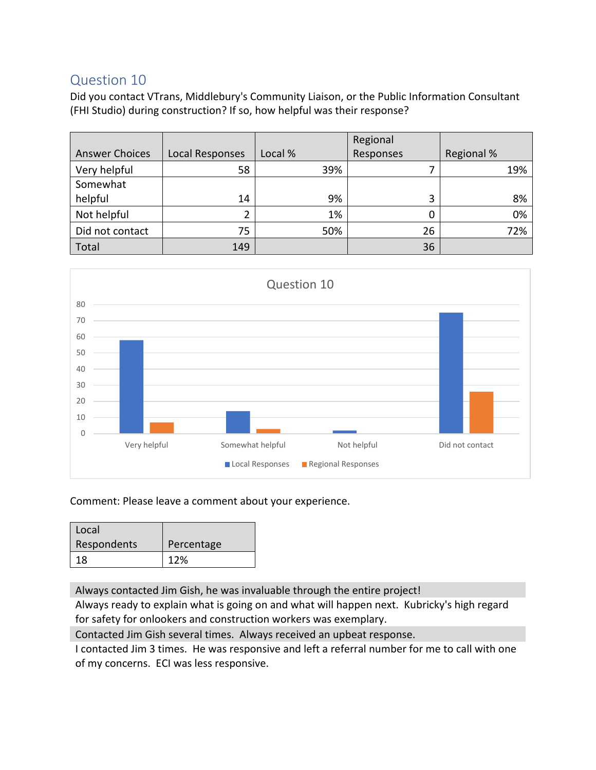## Question 10

Did you contact VTrans, Middlebury's Community Liaison, or the Public Information Consultant (FHI Studio) during construction? If so, how helpful was their response?

| Answer Choices | Local Responses | Local % | Regional Responses | Regional % |
|---|---|---|---|---|
| Very helpful | 58 | 39% | 7 | 19% |
| Somewhat helpful | 14 | 9% | 3 | 8% |
| Not helpful | 2 | 1% | 0 | 0% |
| Did not contact | 75 | 50% | 26 | 72% |
| Total | 149 | | 36 | |

Comment: Please leave a comment about your experience.

| Local Respondents | Percentage |
|---|---|
| 18 | 12% |

Always contacted Jim Gish, he was invaluable through the entire project!

Always ready to explain what is going on and what will happen next. Kubricky's high regard for safety for onlookers and construction workers was exemplary.

Contacted Jim Gish several times. Always received an upbeat response.

I contacted Jim 3 times. He was responsive and left a referral number for me to call with one of my concerns. ECI was less responsive.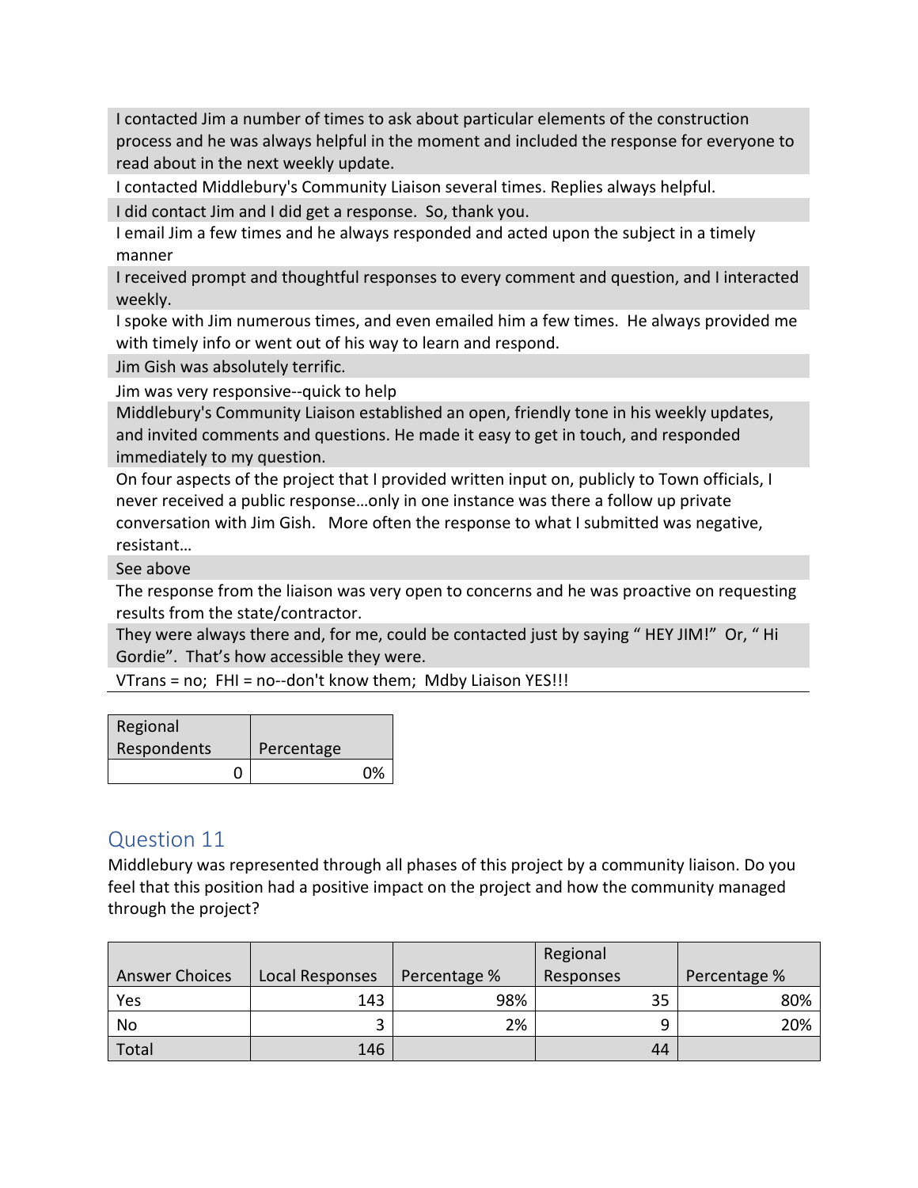| |
|---|
| I contacted Jim a number of times to ask about particular elements of the construction process and he was always helpful in the moment and included the response for everyone to read about in the next weekly update. |
| I contacted Middlebury's Community Liaison several times. Replies always helpful. |
| I did contact Jim and I did get a response. So, thank you. |
| I email Jim a few times and he always responded and acted upon the subject in a timely manner |
| I received prompt and thoughtful responses to every comment and question, and I interacted weekly. |
| I spoke with Jim numerous times, and even emailed him a few times. He always provided me with timely info or went out of his way to learn and respond. |
| Jim Gish was absolutely terrific. |
| Jim was very responsive--quick to help |
| Middlebury's Community Liaison established an open, friendly tone in his weekly updates, and invited comments and questions. He made it easy to get in touch, and responded immediately to my question. |
| On four aspects of the project that I provided written input on, publicly to Town officials, I never received a public response…only in one instance was there a follow up private conversation with Jim Gish. More often the response to what I submitted was negative, resistant… |
| See above |
| The response from the liaison was very open to concerns and he was proactive on requesting results from the state/contractor. |
| They were always there and, for me, could be contacted just by saying " HEY JIM!" Or, " Hi Gordie". That's how accessible they were. |
| VTrans = no; FHI = no--don't know them; Mdby Liaison YES!!! |

| Regional Respondents | Percentage |
|---|---|
| 0 | 0% |

## Question 11

Middlebury was represented through all phases of this project by a community liaison. Do you feel that this position had a positive impact on the project and how the community managed through the project?

| Answer Choices | Local Responses | Percentage % | Regional Responses | Percentage % |
|---|---|---|---|---|
| Yes | 143 | 98% | 35 | 80% |
| No | 3 | 2% | 9 | 20% |
| Total | 146 | | 44 | |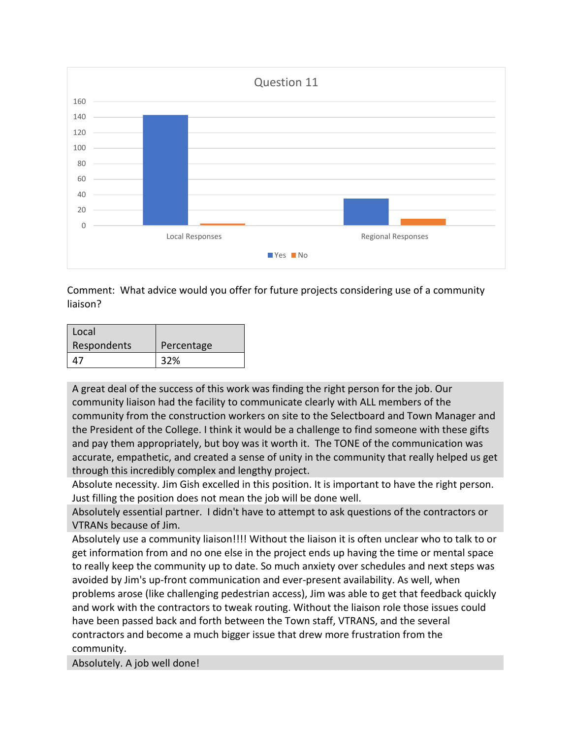Question 11

Comment: What advice would you offer for future projects considering use of a community liaison?

| Local Respondents | Percentage |
|---|---|
| 47 | 32% |

A great deal of the success of this work was finding the right person for the job. Our community liaison had the facility to communicate clearly with ALL members of the community from the construction workers on site to the Selectboard and Town Manager and the President of the College. I think it would be a challenge to find someone with these gifts and pay them appropriately, but boy was it worth it. The TONE of the communication was accurate, empathetic, and created a sense of unity in the community that really helped us get through this incredibly complex and lengthy project.

Absolute necessity. Jim Gish excelled in this position. It is important to have the right person. Just filling the position does not mean the job will be done well.

Absolutely essential partner. I didn't have to attempt to ask questions of the contractors or VTRANs because of Jim.

Absolutely use a community liaison!!!! Without the liaison it is often unclear who to talk to or get information from and no one else in the project ends up having the time or mental space to really keep the community up to date. So much anxiety over schedules and next steps was avoided by Jim's up-front communication and ever-present availability. As well, when problems arose (like challenging pedestrian access), Jim was able to get that feedback quickly and work with the contractors to tweak routing. Without the liaison role those issues could have been passed back and forth between the Town staff, VTRANS, and the several contractors and become a much bigger issue that drew more frustration from the community.

Absolutely. A job well done!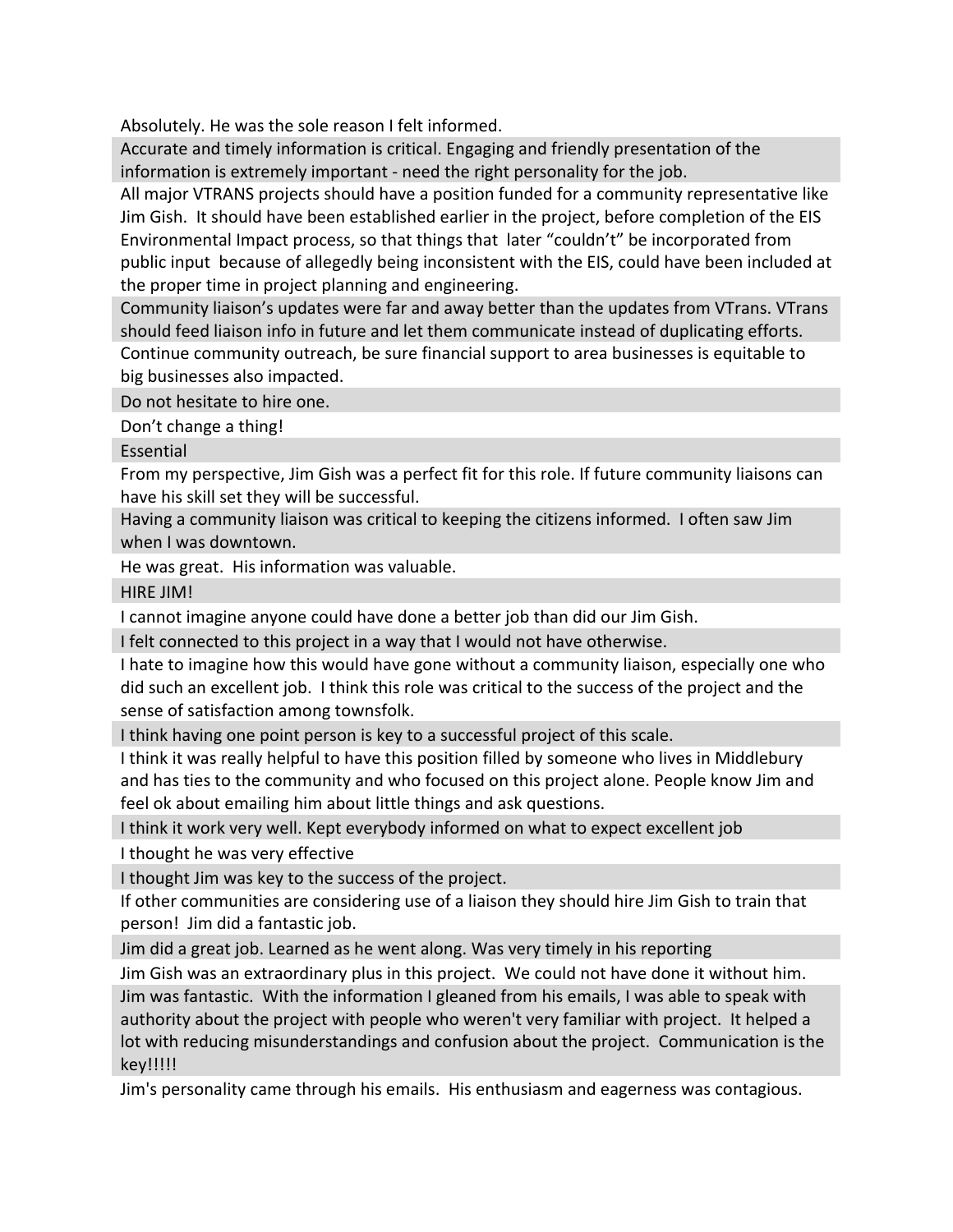Absolutely. He was the sole reason I felt informed.

Accurate and timely information is critical. Engaging and friendly presentation of the information is extremely important - need the right personality for the job.

All major VTRANS projects should have a position funded for a community representative like Jim Gish. It should have been established earlier in the project, before completion of the EIS Environmental Impact process, so that things that later "couldn't" be incorporated from public input because of allegedly being inconsistent with the EIS, could have been included at the proper time in project planning and engineering.

Community liaison's updates were far and away better than the updates from VTrans. VTrans should feed liaison info in future and let them communicate instead of duplicating efforts.

Continue community outreach, be sure financial support to area businesses is equitable to big businesses also impacted.

Do not hesitate to hire one.

Don't change a thing!

Essential

From my perspective, Jim Gish was a perfect fit for this role. If future community liaisons can have his skill set they will be successful.

Having a community liaison was critical to keeping the citizens informed. I often saw Jim when I was downtown.

He was great. His information was valuable.

HIRE JIM!

I cannot imagine anyone could have done a better job than did our Jim Gish.

I felt connected to this project in a way that I would not have otherwise.

I hate to imagine how this would have gone without a community liaison, especially one who did such an excellent job. I think this role was critical to the success of the project and the sense of satisfaction among townsfolk.

I think having one point person is key to a successful project of this scale.

I think it was really helpful to have this position filled by someone who lives in Middlebury and has ties to the community and who focused on this project alone. People know Jim and feel ok about emailing him about little things and ask questions.

I think it work very well. Kept everybody informed on what to expect excellent job

I thought he was very effective

I thought Jim was key to the success of the project.

If other communities are considering use of a liaison they should hire Jim Gish to train that person! Jim did a fantastic job.

Jim did a great job. Learned as he went along. Was very timely in his reporting

Jim Gish was an extraordinary plus in this project. We could not have done it without him.

Jim was fantastic. With the information I gleaned from his emails, I was able to speak with authority about the project with people who weren't very familiar with project. It helped a lot with reducing misunderstandings and confusion about the project. Communication is the key!!!!!

Jim's personality came through his emails. His enthusiasm and eagerness was contagious.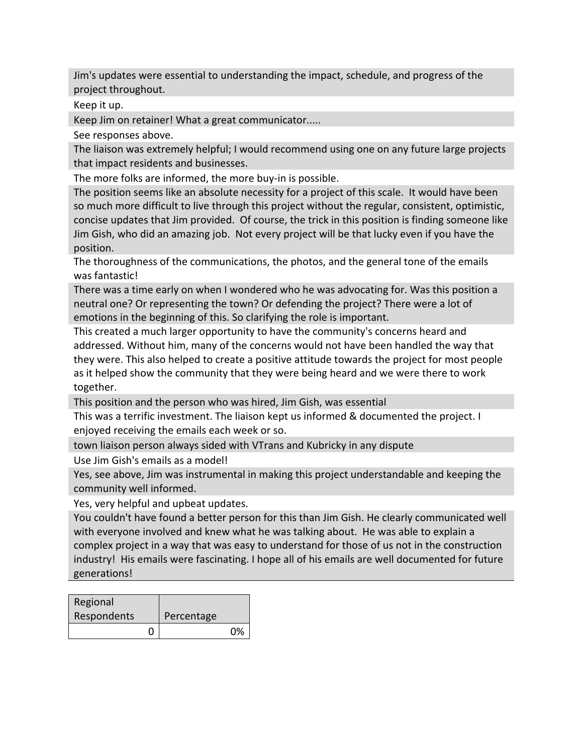Jim's updates were essential to understanding the impact, schedule, and progress of the project throughout.

Keep it up.

Keep Jim on retainer! What a great communicator.....

See responses above.

The liaison was extremely helpful; I would recommend using one on any future large projects that impact residents and businesses.

The more folks are informed, the more buy-in is possible.

The position seems like an absolute necessity for a project of this scale. It would have been so much more difficult to live through this project without the regular, consistent, optimistic, concise updates that Jim provided. Of course, the trick in this position is finding someone like Jim Gish, who did an amazing job. Not every project will be that lucky even if you have the position.

The thoroughness of the communications, the photos, and the general tone of the emails was fantastic!

There was a time early on when I wondered who he was advocating for. Was this position a neutral one? Or representing the town? Or defending the project? There were a lot of emotions in the beginning of this. So clarifying the role is important.

This created a much larger opportunity to have the community's concerns heard and addressed. Without him, many of the concerns would not have been handled the way that they were. This also helped to create a positive attitude towards the project for most people as it helped show the community that they were being heard and we were there to work together.

This position and the person who was hired, Jim Gish, was essential

This was a terrific investment. The liaison kept us informed & documented the project. I enjoyed receiving the emails each week or so.

town liaison person always sided with VTrans and Kubricky in any dispute

Use Jim Gish's emails as a model!

Yes, see above, Jim was instrumental in making this project understandable and keeping the community well informed.

Yes, very helpful and upbeat updates.

You couldn't have found a better person for this than Jim Gish. He clearly communicated well with everyone involved and knew what he was talking about. He was able to explain a complex project in a way that was easy to understand for those of us not in the construction industry! His emails were fascinating. I hope all of his emails are well documented for future generations!

| Regional Respondents | Percentage |
|---|---|
| 0 | 0% |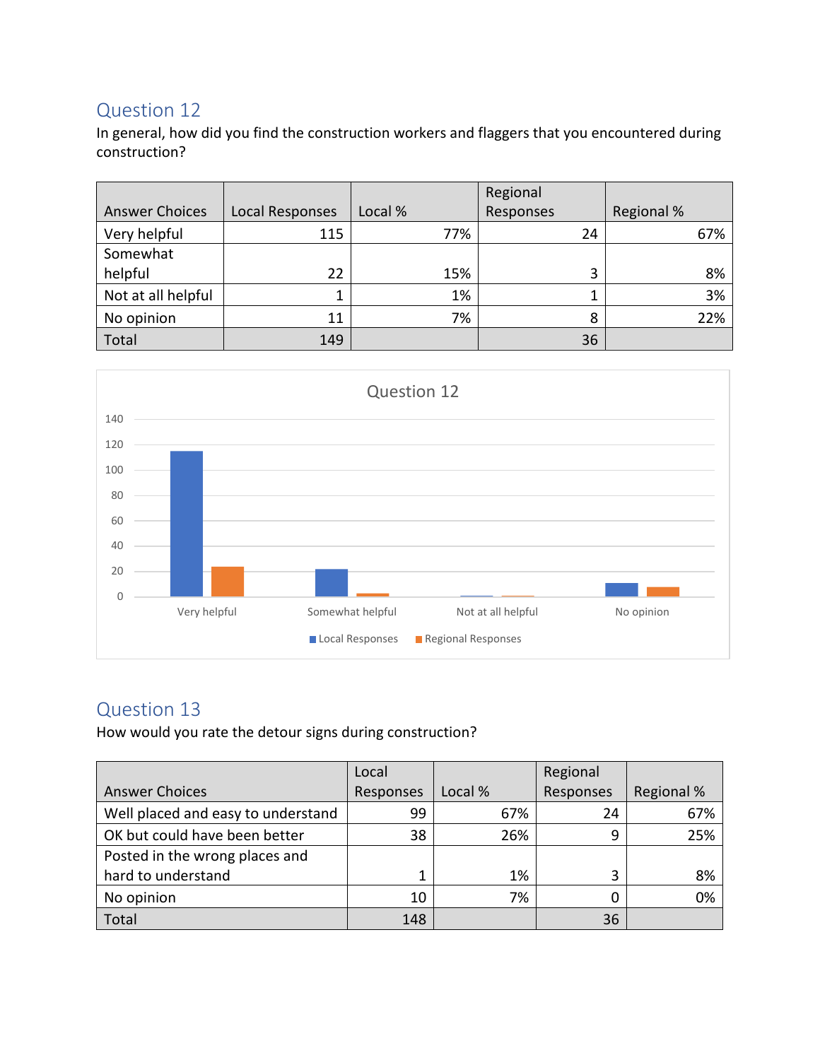## Question 12

In general, how did you find the construction workers and flaggers that you encountered during construction?

| Answer Choices | Local Responses | Local % | Regional Responses | Regional % |
|---|---|---|---|---|
| Very helpful | 115 | 77% | 24 | 67% |
| Somewhat helpful | 22 | 15% | 3 | 8% |
| Not at all helpful | 1 | 1% | 1 | 3% |
| No opinion | 11 | 7% | 8 | 22% |
| Total | 149 | | 36 | |

## Question 13

How would you rate the detour signs during construction?

| Answer Choices | Local Responses | Local % | Regional Responses | Regional % |
|---|---|---|---|---|
| Well placed and easy to understand | 99 | 67% | 24 | 67% |
| OK but could have been better | 38 | 26% | 9 | 25% |
| Posted in the wrong places and hard to understand | 1 | 1% | 3 | 8% |
| No opinion | 10 | 7% | 0 | 0% |
| Total | 148 | | 36 | |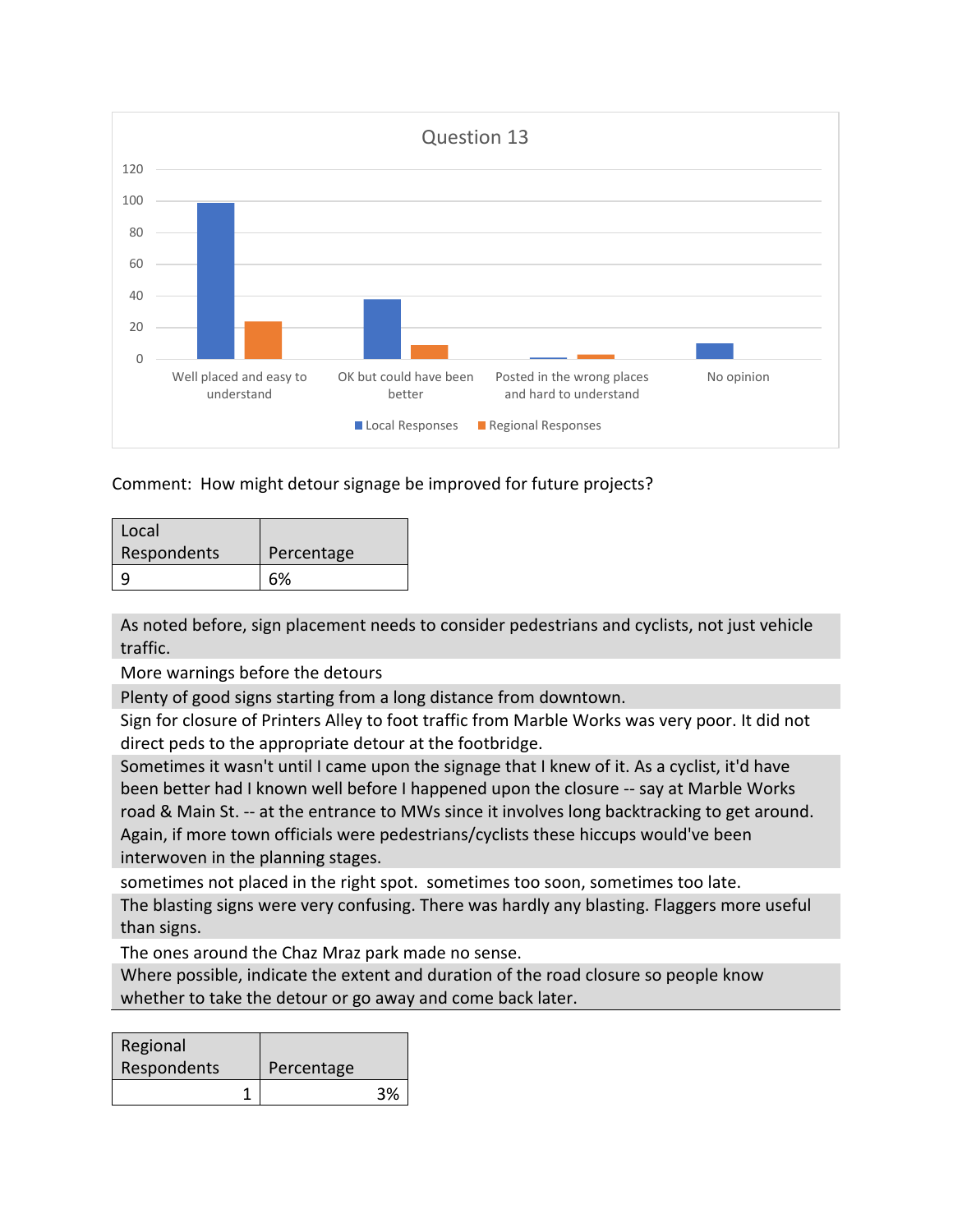Question 13

Comment: How might detour signage be improved for future projects?

| Local Respondents | Percentage |
|---|---|
| 9 | 6% |

| |
|---|
| As noted before, sign placement needs to consider pedestrians and cyclists, not just vehicle traffic. |
| More warnings before the detours |
| Plenty of good signs starting from a long distance from downtown. |
| Sign for closure of Printers Alley to foot traffic from Marble Works was very poor. It did not direct peds to the appropriate detour at the footbridge. |
| Sometimes it wasn't until I came upon the signage that I knew of it. As a cyclist, it'd have been better had I known well before I happened upon the closure -- say at Marble Works road & Main St. -- at the entrance to MWs since it involves long backtracking to get around. Again, if more town officials were pedestrians/cyclists these hiccups would've been interwoven in the planning stages. |
| sometimes not placed in the right spot. sometimes too soon, sometimes too late. |
| The blasting signs were very confusing. There was hardly any blasting. Flaggers more useful than signs. |
| The ones around the Chaz Mraz park made no sense. |
| Where possible, indicate the extent and duration of the road closure so people know whether to take the detour or go away and come back later. |

| Regional Respondents | Percentage |
|---|---|
| 1 | 3% |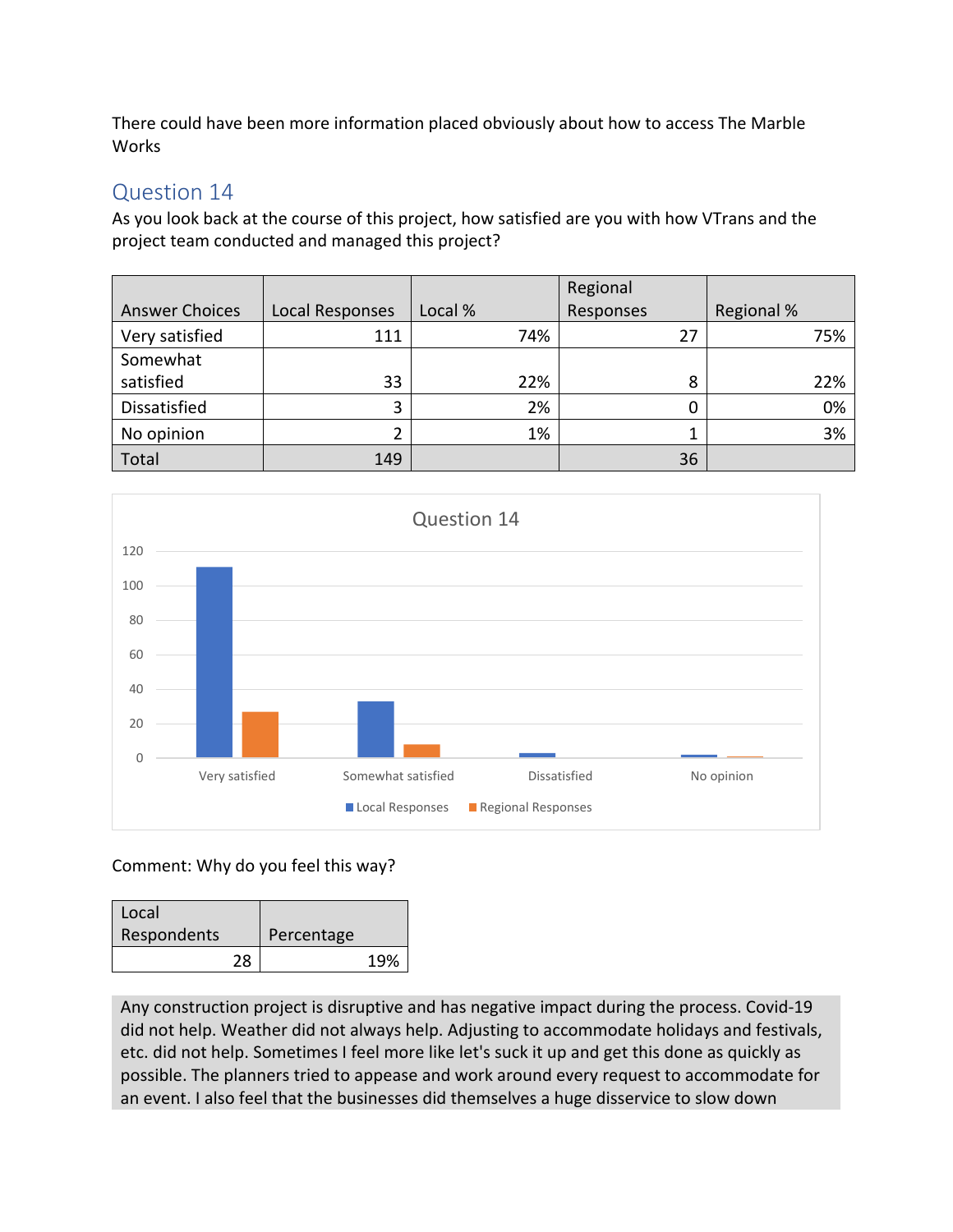There could have been more information placed obviously about how to access The Marble Works

## Question 14

As you look back at the course of this project, how satisfied are you with how VTrans and the project team conducted and managed this project?

| Answer Choices | Local Responses | Local % | Regional Responses | Regional % |
|---|---|---|---|---|
| Very satisfied | 111 | 74% | 27 | 75% |
| Somewhat satisfied | 33 | 22% | 8 | 22% |
| Dissatisfied | 3 | 2% | 0 | 0% |
| No opinion | 2 | 1% | 1 | 3% |
| Total | 149 | | 36 | |

Comment: Why do you feel this way?

| Local Respondents | Percentage |
|---|---|
| 28 | 19% |

Any construction project is disruptive and has negative impact during the process. Covid-19 did not help. Weather did not always help. Adjusting to accommodate holidays and festivals, etc. did not help. Sometimes I feel more like let's suck it up and get this done as quickly as possible. The planners tried to appease and work around every request to accommodate for an event. I also feel that the businesses did themselves a huge disservice to slow down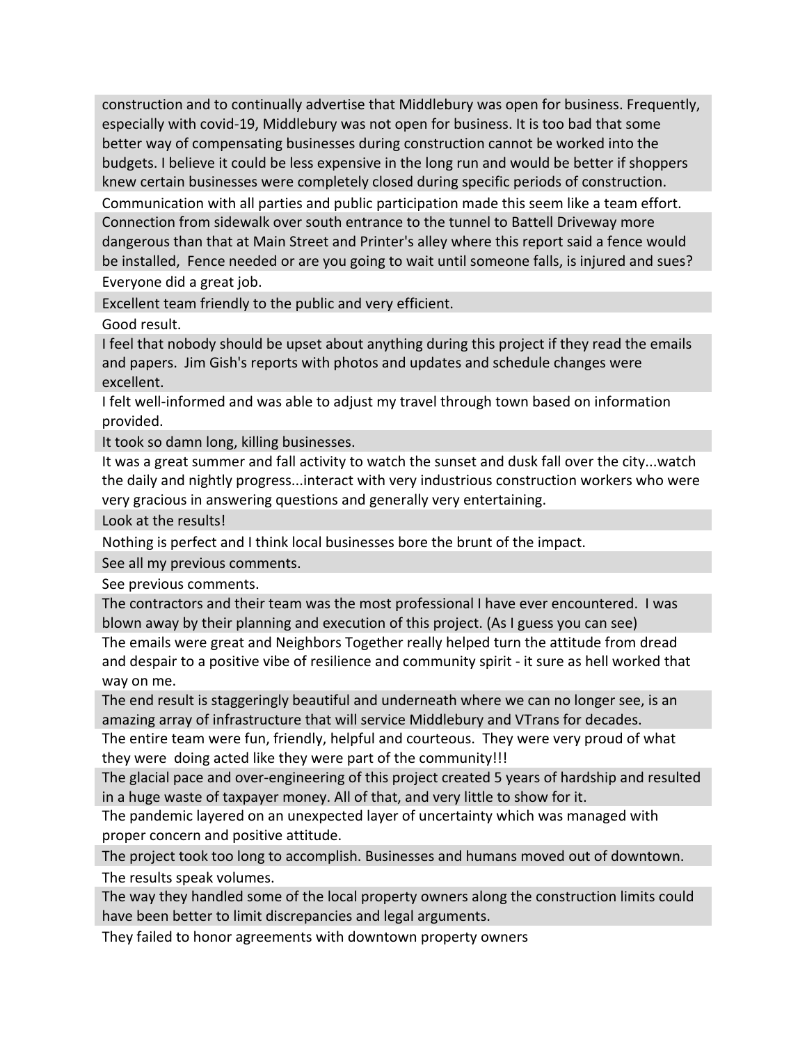construction and to continually advertise that Middlebury was open for business. Frequently, especially with covid-19, Middlebury was not open for business. It is too bad that some better way of compensating businesses during construction cannot be worked into the budgets. I believe it could be less expensive in the long run and would be better if shoppers knew certain businesses were completely closed during specific periods of construction.

Communication with all parties and public participation made this seem like a team effort.

Connection from sidewalk over south entrance to the tunnel to Battell Driveway more dangerous than that at Main Street and Printer's alley where this report said a fence would be installed, Fence needed or are you going to wait until someone falls, is injured and sues?

Everyone did a great job.

Excellent team friendly to the public and very efficient.

Good result.

I feel that nobody should be upset about anything during this project if they read the emails and papers. Jim Gish's reports with photos and updates and schedule changes were excellent.

I felt well-informed and was able to adjust my travel through town based on information provided.

It took so damn long, killing businesses.

It was a great summer and fall activity to watch the sunset and dusk fall over the city...watch the daily and nightly progress...interact with very industrious construction workers who were very gracious in answering questions and generally very entertaining.

Look at the results!

Nothing is perfect and I think local businesses bore the brunt of the impact.

See all my previous comments.

See previous comments.

The contractors and their team was the most professional I have ever encountered. I was blown away by their planning and execution of this project. (As I guess you can see)

The emails were great and Neighbors Together really helped turn the attitude from dread and despair to a positive vibe of resilience and community spirit - it sure as hell worked that way on me.

The end result is staggeringly beautiful and underneath where we can no longer see, is an amazing array of infrastructure that will service Middlebury and VTrans for decades.

The entire team were fun, friendly, helpful and courteous. They were very proud of what they were doing acted like they were part of the community!!!

The glacial pace and over-engineering of this project created 5 years of hardship and resulted in a huge waste of taxpayer money. All of that, and very little to show for it.

The pandemic layered on an unexpected layer of uncertainty which was managed with proper concern and positive attitude.

The project took too long to accomplish. Businesses and humans moved out of downtown.

The results speak volumes.

The way they handled some of the local property owners along the construction limits could have been better to limit discrepancies and legal arguments.

They failed to honor agreements with downtown property owners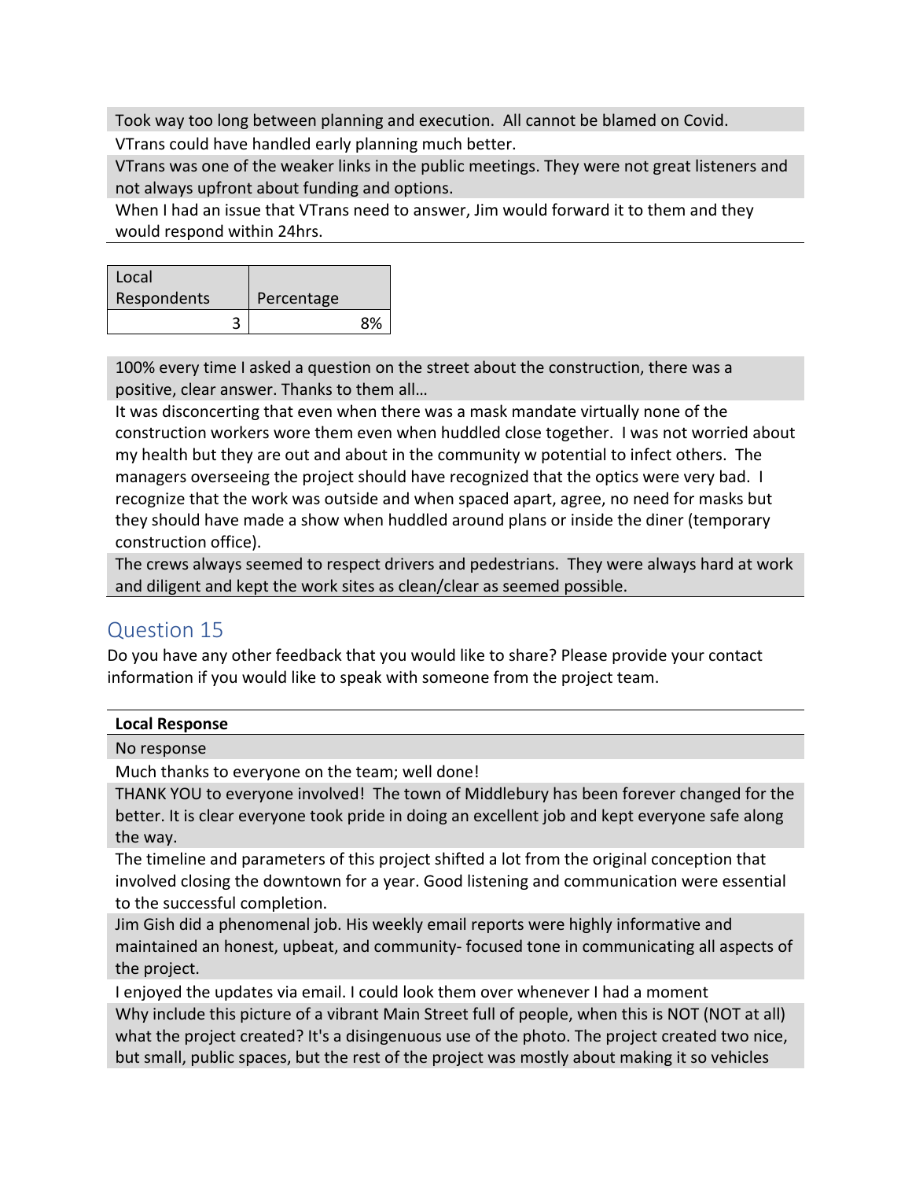| |
|---|
| Took way too long between planning and execution. All cannot be blamed on Covid. |
| VTrans could have handled early planning much better. |
| VTrans was one of the weaker links in the public meetings. They were not great listeners and not always upfront about funding and options. |
| When I had an issue that VTrans need to answer, Jim would forward it to them and they would respond within 24hrs. |

| Local Respondents | Percentage |
|---|---|
| 3 | 8% |

| |
|---|
| 100% every time I asked a question on the street about the construction, there was a positive, clear answer. Thanks to them all… |
| It was disconcerting that even when there was a mask mandate virtually none of the construction workers wore them even when huddled close together. I was not worried about my health but they are out and about in the community w potential to infect others. The managers overseeing the project should have recognized that the optics were very bad. I recognize that the work was outside and when spaced apart, agree, no need for masks but they should have made a show when huddled around plans or inside the diner (temporary construction office). |
| The crews always seemed to respect drivers and pedestrians. They were always hard at work and diligent and kept the work sites as clean/clear as seemed possible. |

## Question 15

Do you have any other feedback that you would like to share? Please provide your contact information if you would like to speak with someone from the project team.

| **Local Response** |
|---|
| No response |
| Much thanks to everyone on the team; well done! |
| THANK YOU to everyone involved! The town of Middlebury has been forever changed for the better. It is clear everyone took pride in doing an excellent job and kept everyone safe along the way. |
| The timeline and parameters of this project shifted a lot from the original conception that involved closing the downtown for a year. Good listening and communication were essential to the successful completion. |
| Jim Gish did a phenomenal job. His weekly email reports were highly informative and maintained an honest, upbeat, and community- focused tone in communicating all aspects of the project. |
| I enjoyed the updates via email. I could look them over whenever I had a moment |
| Why include this picture of a vibrant Main Street full of people, when this is NOT (NOT at all) what the project created? It's a disingenuous use of the photo. The project created two nice, but small, public spaces, but the rest of the project was mostly about making it so vehicles |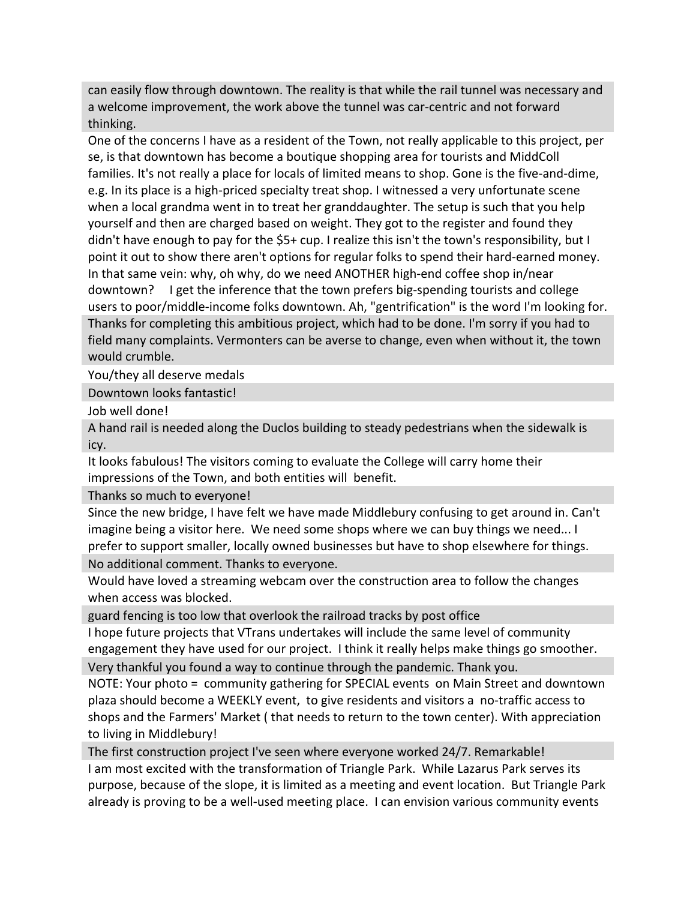can easily flow through downtown. The reality is that while the rail tunnel was necessary and a welcome improvement, the work above the tunnel was car-centric and not forward thinking.

One of the concerns I have as a resident of the Town, not really applicable to this project, per se, is that downtown has become a boutique shopping area for tourists and MiddColl families. It's not really a place for locals of limited means to shop. Gone is the five-and-dime, e.g. In its place is a high-priced specialty treat shop. I witnessed a very unfortunate scene when a local grandma went in to treat her granddaughter. The setup is such that you help yourself and then are charged based on weight. They got to the register and found they didn't have enough to pay for the $5+ cup. I realize this isn't the town's responsibility, but I point it out to show there aren't options for regular folks to spend their hard-earned money. In that same vein: why, oh why, do we need ANOTHER high-end coffee shop in/near downtown? I get the inference that the town prefers big-spending tourists and college users to poor/middle-income folks downtown. Ah, "gentrification" is the word I'm looking for.

Thanks for completing this ambitious project, which had to be done. I'm sorry if you had to field many complaints. Vermonters can be averse to change, even when without it, the town would crumble.

You/they all deserve medals

Downtown looks fantastic!

Job well done!

A hand rail is needed along the Duclos building to steady pedestrians when the sidewalk is icy.

It looks fabulous! The visitors coming to evaluate the College will carry home their impressions of the Town, and both entities will benefit.

Thanks so much to everyone!

Since the new bridge, I have felt we have made Middlebury confusing to get around in. Can't imagine being a visitor here. We need some shops where we can buy things we need... I prefer to support smaller, locally owned businesses but have to shop elsewhere for things.

No additional comment. Thanks to everyone.

Would have loved a streaming webcam over the construction area to follow the changes when access was blocked.

guard fencing is too low that overlook the railroad tracks by post office

I hope future projects that VTrans undertakes will include the same level of community engagement they have used for our project. I think it really helps make things go smoother.

Very thankful you found a way to continue through the pandemic. Thank you.

NOTE: Your photo = community gathering for SPECIAL events on Main Street and downtown plaza should become a WEEKLY event, to give residents and visitors a no-traffic access to shops and the Farmers' Market ( that needs to return to the town center). With appreciation to living in Middlebury!

The first construction project I've seen where everyone worked 24/7. Remarkable!

I am most excited with the transformation of Triangle Park. While Lazarus Park serves its purpose, because of the slope, it is limited as a meeting and event location. But Triangle Park already is proving to be a well-used meeting place. I can envision various community events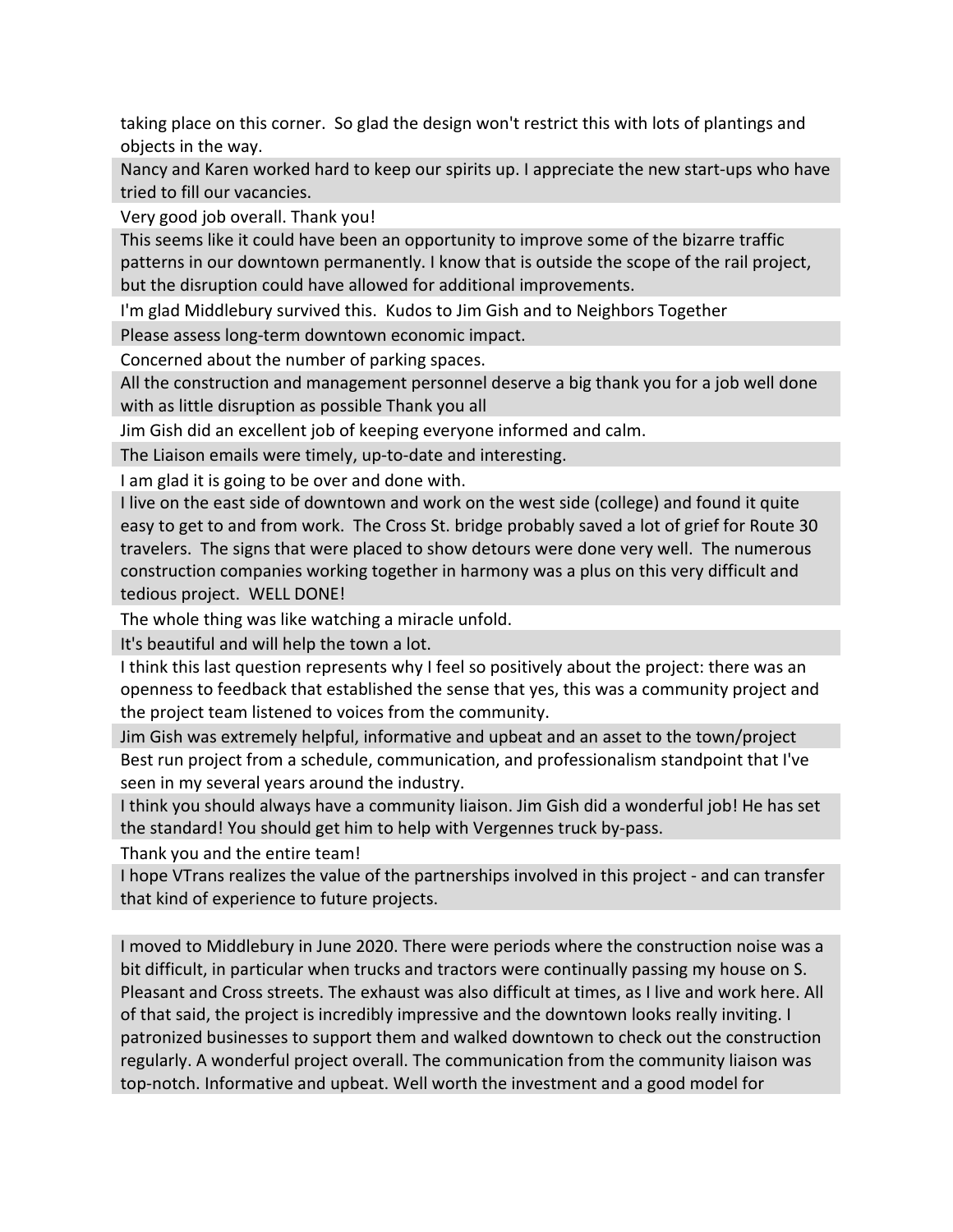taking place on this corner. So glad the design won't restrict this with lots of plantings and objects in the way.

Nancy and Karen worked hard to keep our spirits up. I appreciate the new start-ups who have tried to fill our vacancies.

Very good job overall. Thank you!

This seems like it could have been an opportunity to improve some of the bizarre traffic patterns in our downtown permanently. I know that is outside the scope of the rail project, but the disruption could have allowed for additional improvements.

I'm glad Middlebury survived this. Kudos to Jim Gish and to Neighbors Together

Please assess long-term downtown economic impact.

Concerned about the number of parking spaces.

All the construction and management personnel deserve a big thank you for a job well done with as little disruption as possible Thank you all

Jim Gish did an excellent job of keeping everyone informed and calm.

The Liaison emails were timely, up-to-date and interesting.

I am glad it is going to be over and done with.

I live on the east side of downtown and work on the west side (college) and found it quite easy to get to and from work. The Cross St. bridge probably saved a lot of grief for Route 30 travelers. The signs that were placed to show detours were done very well. The numerous construction companies working together in harmony was a plus on this very difficult and tedious project. WELL DONE!

The whole thing was like watching a miracle unfold.

It's beautiful and will help the town a lot.

I think this last question represents why I feel so positively about the project: there was an openness to feedback that established the sense that yes, this was a community project and the project team listened to voices from the community.

Jim Gish was extremely helpful, informative and upbeat and an asset to the town/project

Best run project from a schedule, communication, and professionalism standpoint that I've seen in my several years around the industry.

I think you should always have a community liaison. Jim Gish did a wonderful job! He has set the standard! You should get him to help with Vergennes truck by-pass.

Thank you and the entire team!

I hope VTrans realizes the value of the partnerships involved in this project - and can transfer that kind of experience to future projects.

I moved to Middlebury in June 2020. There were periods where the construction noise was a bit difficult, in particular when trucks and tractors were continually passing my house on S. Pleasant and Cross streets. The exhaust was also difficult at times, as I live and work here. All of that said, the project is incredibly impressive and the downtown looks really inviting. I patronized businesses to support them and walked downtown to check out the construction regularly. A wonderful project overall. The communication from the community liaison was top-notch. Informative and upbeat. Well worth the investment and a good model for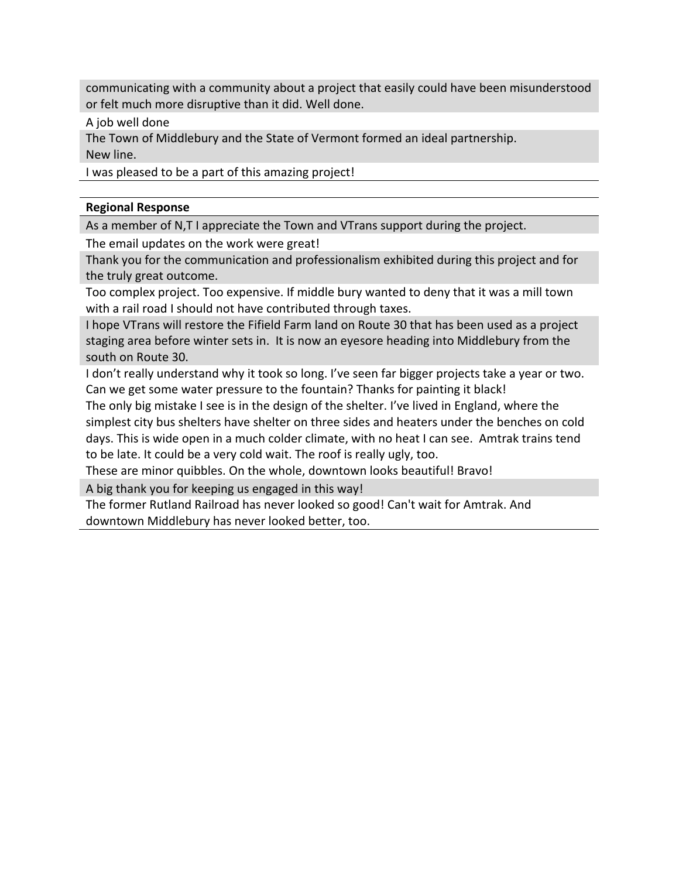communicating with a community about a project that easily could have been misunderstood or felt much more disruptive than it did. Well done.

A job well done

The Town of Middlebury and the State of Vermont formed an ideal partnership.
New line.

I was pleased to be a part of this amazing project!

---

**Regional Response**

As a member of N,T I appreciate the Town and VTrans support during the project.

The email updates on the work were great!

Thank you for the communication and professionalism exhibited during this project and for the truly great outcome.

Too complex project. Too expensive. If middle bury wanted to deny that it was a mill town with a rail road I should not have contributed through taxes.

I hope VTrans will restore the Fifield Farm land on Route 30 that has been used as a project staging area before winter sets in. It is now an eyesore heading into Middlebury from the south on Route 30.

I don't really understand why it took so long. I've seen far bigger projects take a year or two.
Can we get some water pressure to the fountain? Thanks for painting it black!
The only big mistake I see is in the design of the shelter. I've lived in England, where the simplest city bus shelters have shelter on three sides and heaters under the benches on cold days. This is wide open in a much colder climate, with no heat I can see. Amtrak trains tend to be late. It could be a very cold wait. The roof is really ugly, too.
These are minor quibbles. On the whole, downtown looks beautiful! Bravo!

A big thank you for keeping us engaged in this way!

The former Rutland Railroad has never looked so good! Can't wait for Amtrak. And downtown Middlebury has never looked better, too.